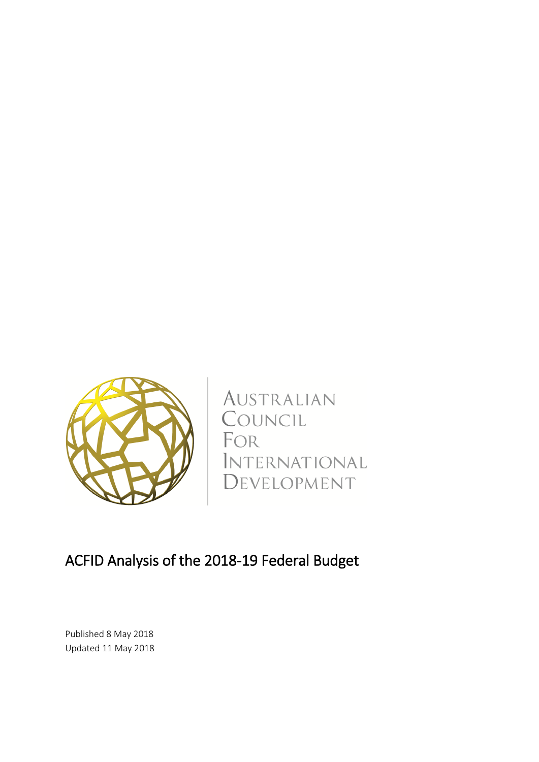Australian Council For International Development

# ACFID Analysis of the 2018-19 Federal Budget

Published 8 May 2018
Updated 11 May 2018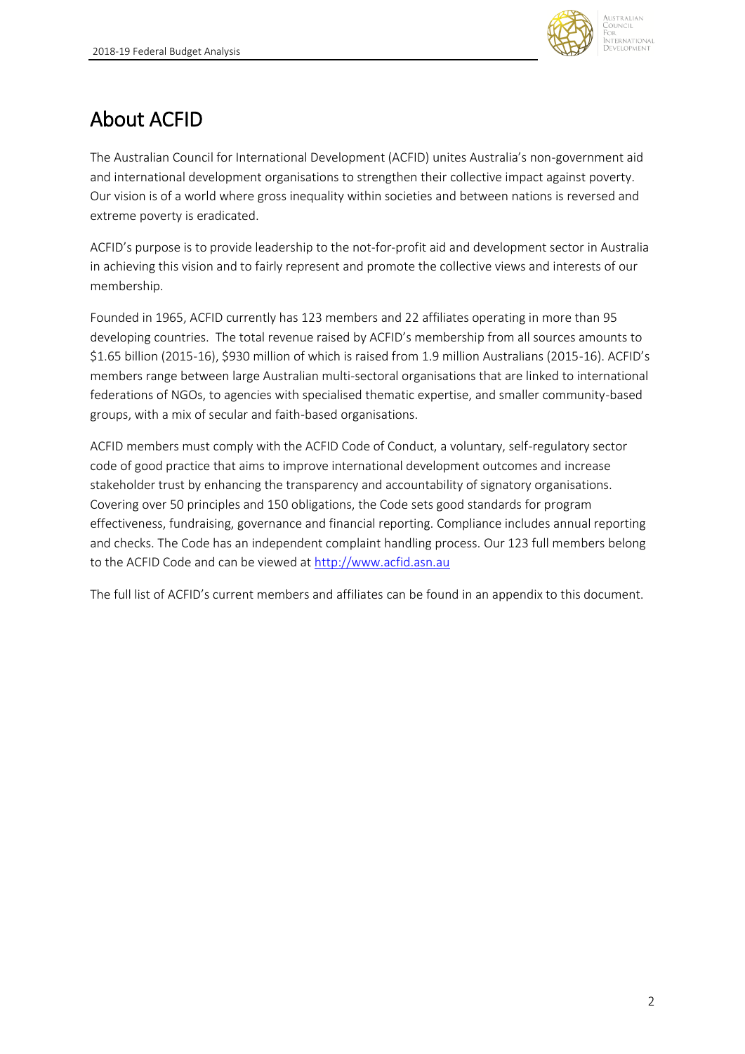# About ACFID

The Australian Council for International Development (ACFID) unites Australia's non-government aid and international development organisations to strengthen their collective impact against poverty. Our vision is of a world where gross inequality within societies and between nations is reversed and extreme poverty is eradicated.

ACFID's purpose is to provide leadership to the not-for-profit aid and development sector in Australia in achieving this vision and to fairly represent and promote the collective views and interests of our membership.

Founded in 1965, ACFID currently has 123 members and 22 affiliates operating in more than 95 developing countries. The total revenue raised by ACFID's membership from all sources amounts to \$1.65 billion (2015-16), \$930 million of which is raised from 1.9 million Australians (2015-16). ACFID's members range between large Australian multi-sectoral organisations that are linked to international federations of NGOs, to agencies with specialised thematic expertise, and smaller community-based groups, with a mix of secular and faith-based organisations.

ACFID members must comply with the ACFID Code of Conduct, a voluntary, self-regulatory sector code of good practice that aims to improve international development outcomes and increase stakeholder trust by enhancing the transparency and accountability of signatory organisations. Covering over 50 principles and 150 obligations, the Code sets good standards for program effectiveness, fundraising, governance and financial reporting. Compliance includes annual reporting and checks. The Code has an independent complaint handling process. Our 123 full members belong to the ACFID Code and can be viewed at [http://www.acfid.asn.au](http://www.acfid.asn.au)

The full list of ACFID's current members and affiliates can be found in an appendix to this document.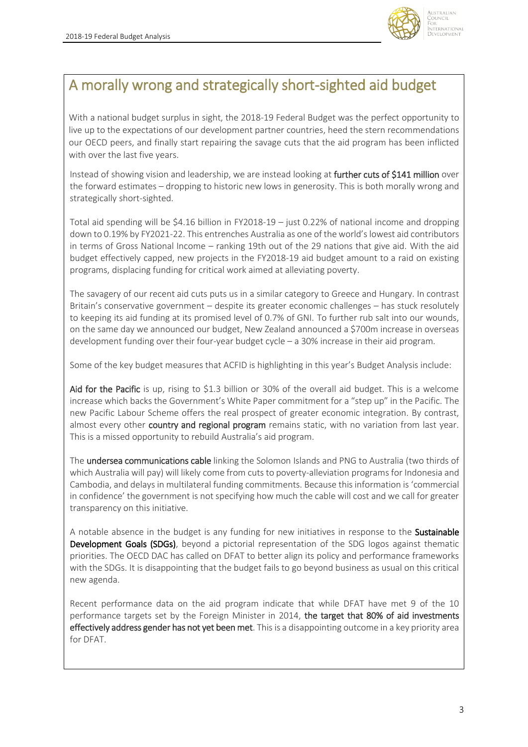# A morally wrong and strategically short-sighted aid budget

With a national budget surplus in sight, the 2018-19 Federal Budget was the perfect opportunity to live up to the expectations of our development partner countries, heed the stern recommendations our OECD peers, and finally start repairing the savage cuts that the aid program has been inflicted with over the last five years.

Instead of showing vision and leadership, we are instead looking at **further cuts of $141 million** over the forward estimates – dropping to historic new lows in generosity. This is both morally wrong and strategically short-sighted.

Total aid spending will be $4.16 billion in FY2018-19 – just 0.22% of national income and dropping down to 0.19% by FY2021-22. This entrenches Australia as one of the world's lowest aid contributors in terms of Gross National Income – ranking 19th out of the 29 nations that give aid. With the aid budget effectively capped, new projects in the FY2018-19 aid budget amount to a raid on existing programs, displacing funding for critical work aimed at alleviating poverty.

The savagery of our recent aid cuts puts us in a similar category to Greece and Hungary. In contrast Britain's conservative government – despite its greater economic challenges – has stuck resolutely to keeping its aid funding at its promised level of 0.7% of GNI. To further rub salt into our wounds, on the same day we announced our budget, New Zealand announced a $700m increase in overseas development funding over their four-year budget cycle – a 30% increase in their aid program.

Some of the key budget measures that ACFID is highlighting in this year's Budget Analysis include:

**Aid for the Pacific** is up, rising to $1.3 billion or 30% of the overall aid budget. This is a welcome increase which backs the Government's White Paper commitment for a "step up" in the Pacific. The new Pacific Labour Scheme offers the real prospect of greater economic integration. By contrast, almost every other **country and regional program** remains static, with no variation from last year. This is a missed opportunity to rebuild Australia's aid program.

The **undersea communications cable** linking the Solomon Islands and PNG to Australia (two thirds of which Australia will pay) will likely come from cuts to poverty-alleviation programs for Indonesia and Cambodia, and delays in multilateral funding commitments. Because this information is 'commercial in confidence' the government is not specifying how much the cable will cost and we call for greater transparency on this initiative.

A notable absence in the budget is any funding for new initiatives in response to the **Sustainable Development Goals (SDGs)**, beyond a pictorial representation of the SDG logos against thematic priorities. The OECD DAC has called on DFAT to better align its policy and performance frameworks with the SDGs. It is disappointing that the budget fails to go beyond business as usual on this critical new agenda.

Recent performance data on the aid program indicate that while DFAT have met 9 of the 10 performance targets set by the Foreign Minister in 2014, **the target that 80% of aid investments effectively address gender has not yet been met**. This is a disappointing outcome in a key priority area for DFAT.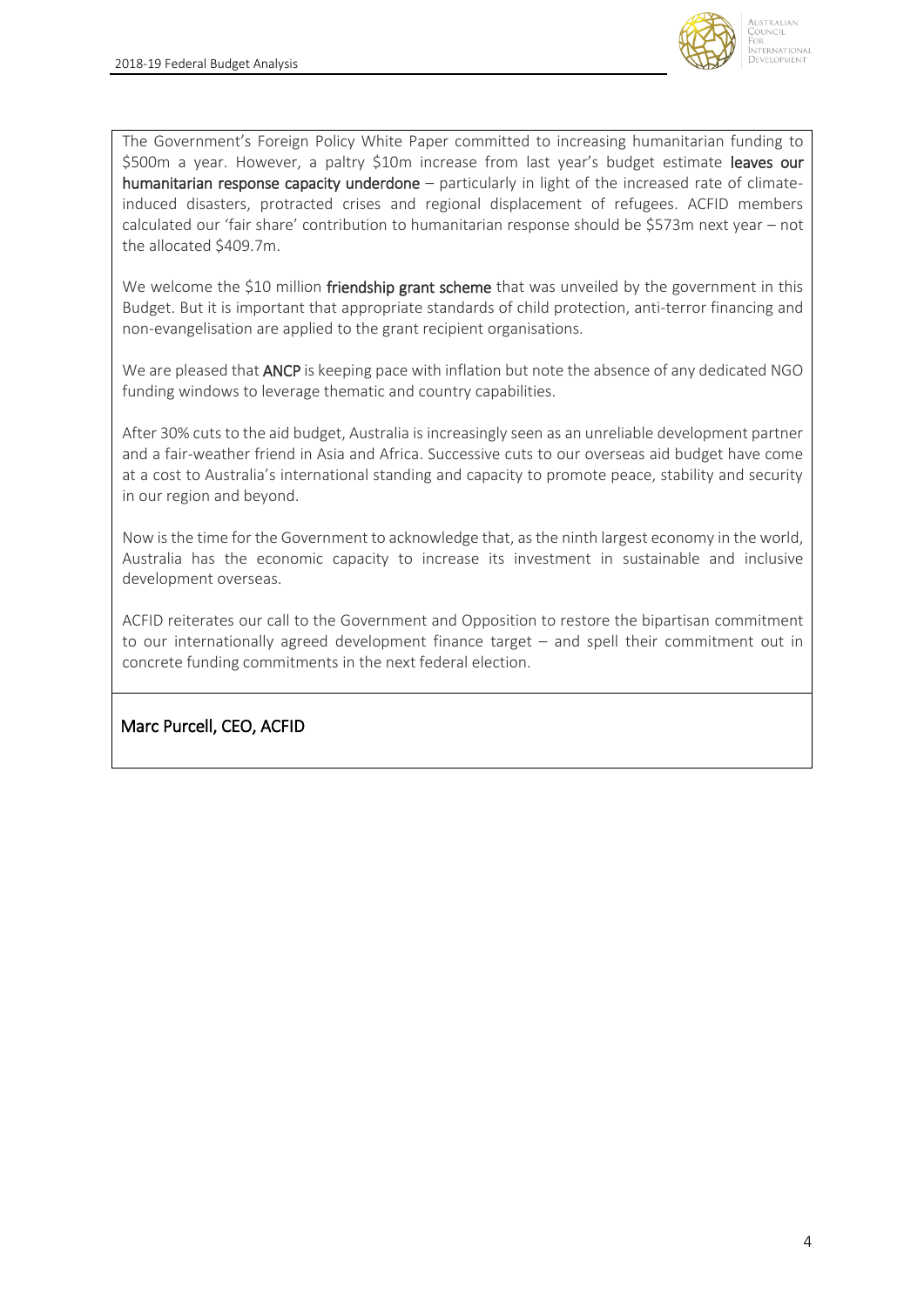The Government's Foreign Policy White Paper committed to increasing humanitarian funding to $500m a year. However, a paltry $10m increase from last year's budget estimate **leaves our humanitarian response capacity underdone** – particularly in light of the increased rate of climate-induced disasters, protracted crises and regional displacement of refugees. ACFID members calculated our 'fair share' contribution to humanitarian response should be $573m next year – not the allocated $409.7m.

We welcome the $10 million **friendship grant scheme** that was unveiled by the government in this Budget. But it is important that appropriate standards of child protection, anti-terror financing and non-evangelisation are applied to the grant recipient organisations.

We are pleased that **ANCP** is keeping pace with inflation but note the absence of any dedicated NGO funding windows to leverage thematic and country capabilities.

After 30% cuts to the aid budget, Australia is increasingly seen as an unreliable development partner and a fair-weather friend in Asia and Africa. Successive cuts to our overseas aid budget have come at a cost to Australia's international standing and capacity to promote peace, stability and security in our region and beyond.

Now is the time for the Government to acknowledge that, as the ninth largest economy in the world, Australia has the economic capacity to increase its investment in sustainable and inclusive development overseas.

ACFID reiterates our call to the Government and Opposition to restore the bipartisan commitment to our internationally agreed development finance target – and spell their commitment out in concrete funding commitments in the next federal election.

Marc Purcell, CEO, ACFID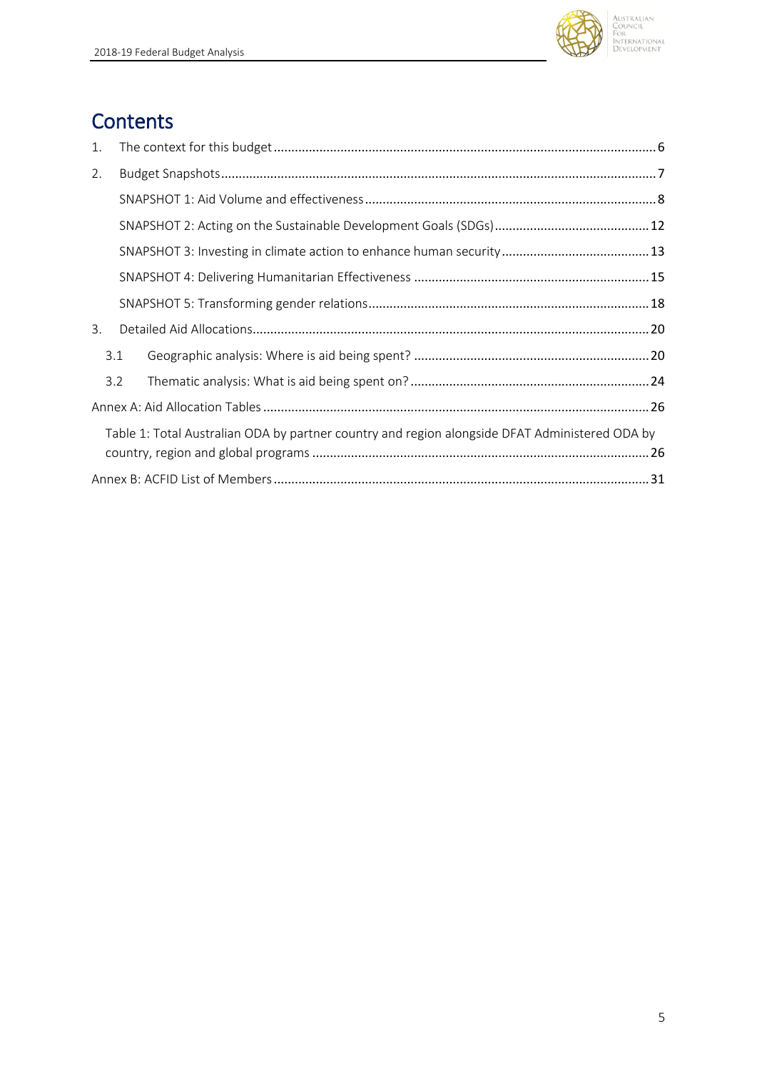# Contents

1. The context for this budget ........ 6
2. Budget Snapshots ........ 7
   - SNAPSHOT 1: Aid Volume and effectiveness ........ 8
   - SNAPSHOT 2: Acting on the Sustainable Development Goals (SDGs) ........ 12
   - SNAPSHOT 3: Investing in climate action to enhance human security ........ 13
   - SNAPSHOT 4: Delivering Humanitarian Effectiveness ........ 15
   - SNAPSHOT 5: Transforming gender relations ........ 18
3. Detailed Aid Allocations ........ 20
   - 3.1 Geographic analysis: Where is aid being spent? ........ 20
   - 3.2 Thematic analysis: What is aid being spent on? ........ 24

Annex A: Aid Allocation Tables ........ 26

- Table 1: Total Australian ODA by partner country and region alongside DFAT Administered ODA by country, region and global programs ........ 26

Annex B: ACFID List of Members ........ 31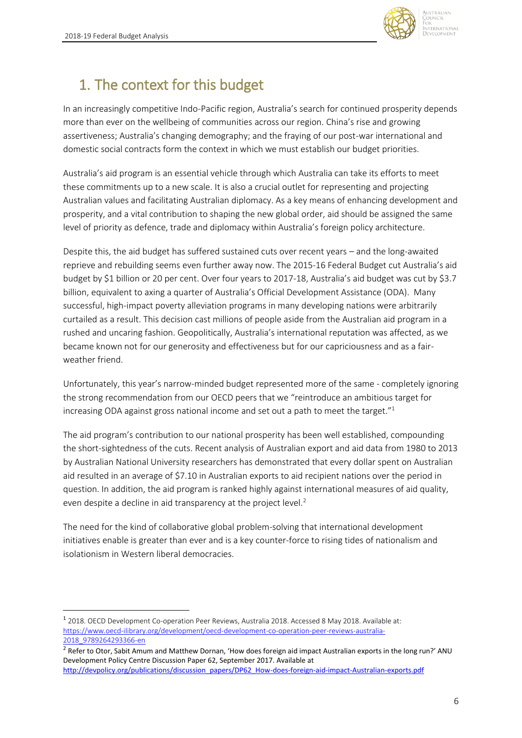# 1. The context for this budget

In an increasingly competitive Indo-Pacific region, Australia's search for continued prosperity depends more than ever on the wellbeing of communities across our region. China's rise and growing assertiveness; Australia's changing demography; and the fraying of our post-war international and domestic social contracts form the context in which we must establish our budget priorities.

Australia's aid program is an essential vehicle through which Australia can take its efforts to meet these commitments up to a new scale. It is also a crucial outlet for representing and projecting Australian values and facilitating Australian diplomacy. As a key means of enhancing development and prosperity, and a vital contribution to shaping the new global order, aid should be assigned the same level of priority as defence, trade and diplomacy within Australia's foreign policy architecture.

Despite this, the aid budget has suffered sustained cuts over recent years – and the long-awaited reprieve and rebuilding seems even further away now. The 2015-16 Federal Budget cut Australia's aid budget by $1 billion or 20 per cent. Over four years to 2017-18, Australia's aid budget was cut by $3.7 billion, equivalent to axing a quarter of Australia's Official Development Assistance (ODA). Many successful, high-impact poverty alleviation programs in many developing nations were arbitrarily curtailed as a result. This decision cast millions of people aside from the Australian aid program in a rushed and uncaring fashion. Geopolitically, Australia's international reputation was affected, as we became known not for our generosity and effectiveness but for our capriciousness and as a fair-weather friend.

Unfortunately, this year's narrow-minded budget represented more of the same - completely ignoring the strong recommendation from our OECD peers that we "reintroduce an ambitious target for increasing ODA against gross national income and set out a path to meet the target."[1]

The aid program's contribution to our national prosperity has been well established, compounding the short-sightedness of the cuts. Recent analysis of Australian export and aid data from 1980 to 2013 by Australian National University researchers has demonstrated that every dollar spent on Australian aid resulted in an average of $7.10 in Australian exports to aid recipient nations over the period in question. In addition, the aid program is ranked highly against international measures of aid quality, even despite a decline in aid transparency at the project level.[2]

The need for the kind of collaborative global problem-solving that international development initiatives enable is greater than ever and is a key counter-force to rising tides of nationalism and isolationism in Western liberal democracies.

---

[1] 2018. OECD Development Co-operation Peer Reviews, Australia 2018. Accessed 8 May 2018. Available at: https://www.oecd-ilibrary.org/development/oecd-development-co-operation-peer-reviews-australia-2018_9789264293366-en

[2] Refer to Otor, Sabit Amum and Matthew Dornan, 'How does foreign aid impact Australian exports in the long run?' ANU Development Policy Centre Discussion Paper 62, September 2017. Available at http://devpolicy.org/publications/discussion_papers/DP62_How-does-foreign-aid-impact-Australian-exports.pdf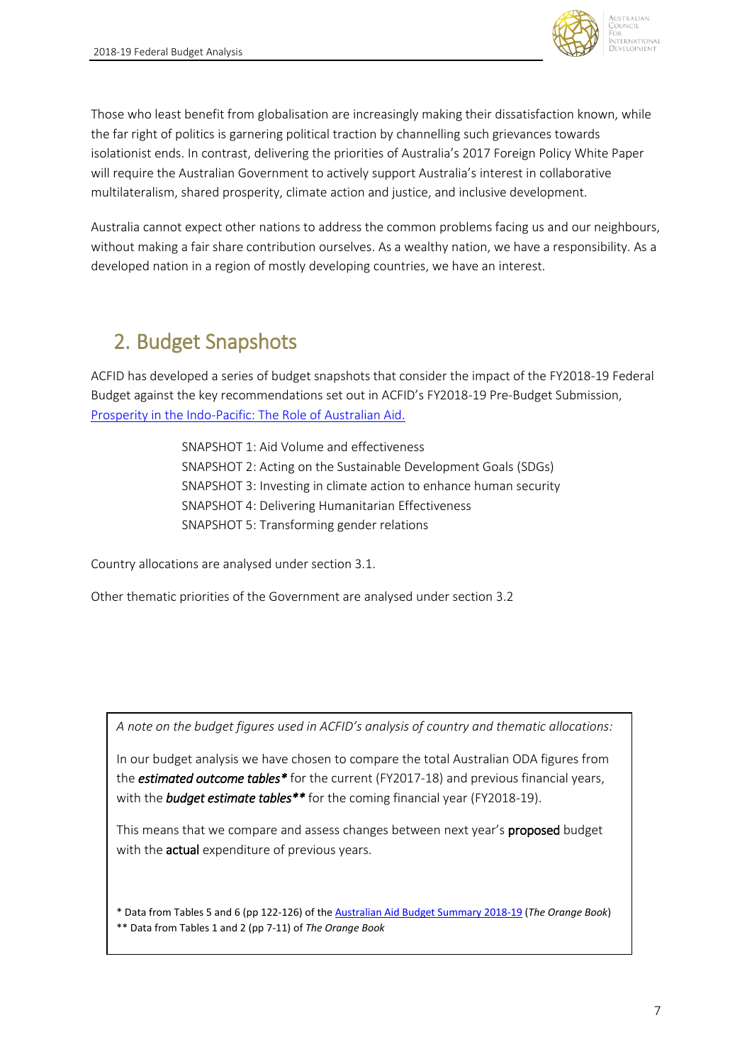Those who least benefit from globalisation are increasingly making their dissatisfaction known, while the far right of politics is garnering political traction by channelling such grievances towards isolationist ends. In contrast, delivering the priorities of Australia's 2017 Foreign Policy White Paper will require the Australian Government to actively support Australia's interest in collaborative multilateralism, shared prosperity, climate action and justice, and inclusive development.

Australia cannot expect other nations to address the common problems facing us and our neighbours, without making a fair share contribution ourselves. As a wealthy nation, we have a responsibility. As a developed nation in a region of mostly developing countries, we have an interest.

## 2. Budget Snapshots

ACFID has developed a series of budget snapshots that consider the impact of the FY2018-19 Federal Budget against the key recommendations set out in ACFID's FY2018-19 Pre-Budget Submission, [Prosperity in the Indo-Pacific: The Role of Australian Aid.]()

SNAPSHOT 1: Aid Volume and effectiveness
SNAPSHOT 2: Acting on the Sustainable Development Goals (SDGs)
SNAPSHOT 3: Investing in climate action to enhance human security
SNAPSHOT 4: Delivering Humanitarian Effectiveness
SNAPSHOT 5: Transforming gender relations

Country allocations are analysed under section 3.1.

Other thematic priorities of the Government are analysed under section 3.2

> *A note on the budget figures used in ACFID's analysis of country and thematic allocations:*
>
> In our budget analysis we have chosen to compare the total Australian ODA figures from the ***estimated outcome tables**** for the current (FY2017-18) and previous financial years, with the ***budget estimate tables***** for the coming financial year (FY2018-19).
>
> This means that we compare and assess changes between next year's **proposed** budget with the **actual** expenditure of previous years.
>
> \* Data from Tables 5 and 6 (pp 122-126) of the [Australian Aid Budget Summary 2018-19]() (*The Orange Book*)
> \*\* Data from Tables 1 and 2 (pp 7-11) of *The Orange Book*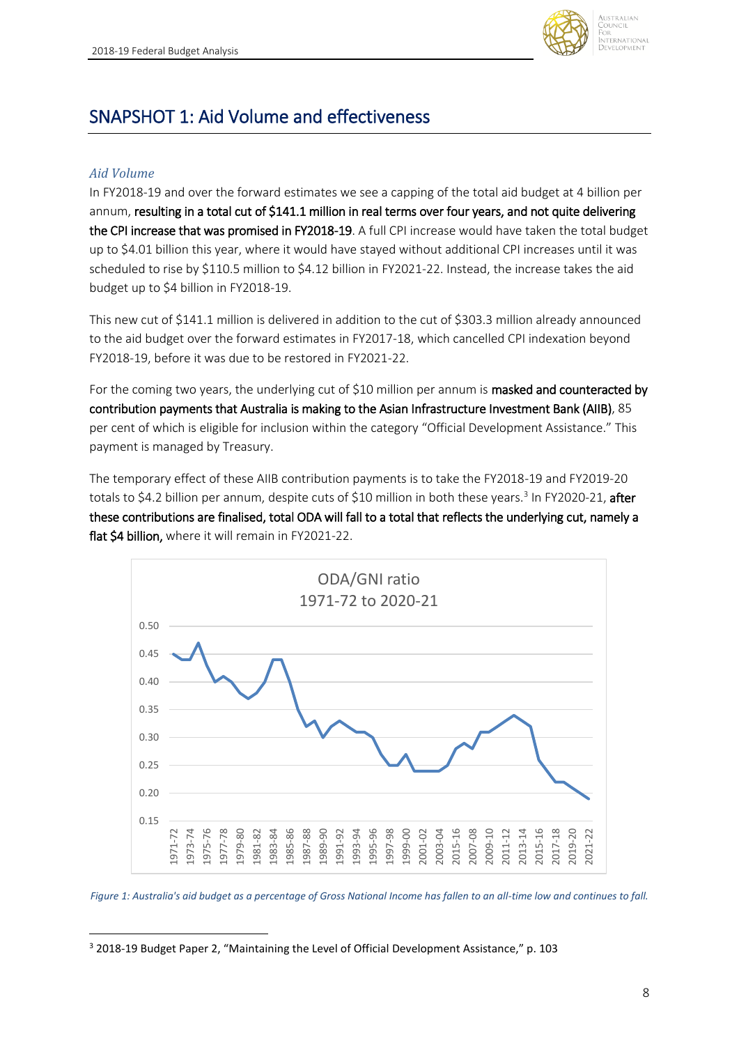## SNAPSHOT 1: Aid Volume and effectiveness

### *Aid Volume*

In FY2018-19 and over the forward estimates we see a capping of the total aid budget at 4 billion per annum, **resulting in a total cut of $141.1 million in real terms over four years, and not quite delivering the CPI increase that was promised in FY2018-19**. A full CPI increase would have taken the total budget up to $4.01 billion this year, where it would have stayed without additional CPI increases until it was scheduled to rise by $110.5 million to $4.12 billion in FY2021-22. Instead, the increase takes the aid budget up to $4 billion in FY2018-19.

This new cut of $141.1 million is delivered in addition to the cut of $303.3 million already announced to the aid budget over the forward estimates in FY2017-18, which cancelled CPI indexation beyond FY2018-19, before it was due to be restored in FY2021-22.

For the coming two years, the underlying cut of $10 million per annum is **masked and counteracted by contribution payments that Australia is making to the Asian Infrastructure Investment Bank (AIIB)**, 85 per cent of which is eligible for inclusion within the category "Official Development Assistance." This payment is managed by Treasury.

The temporary effect of these AIIB contribution payments is to take the FY2018-19 and FY2019-20 totals to $4.2 billion per annum, despite cuts of $10 million in both these years.[3] In FY2020-21, **after these contributions are finalised, total ODA will fall to a total that reflects the underlying cut, namely a flat $4 billion,** where it will remain in FY2021-22.

*Figure 1: Australia's aid budget as a percentage of Gross National Income has fallen to an all-time low and continues to fall.*

---

[3] 2018-19 Budget Paper 2, "Maintaining the Level of Official Development Assistance," p. 103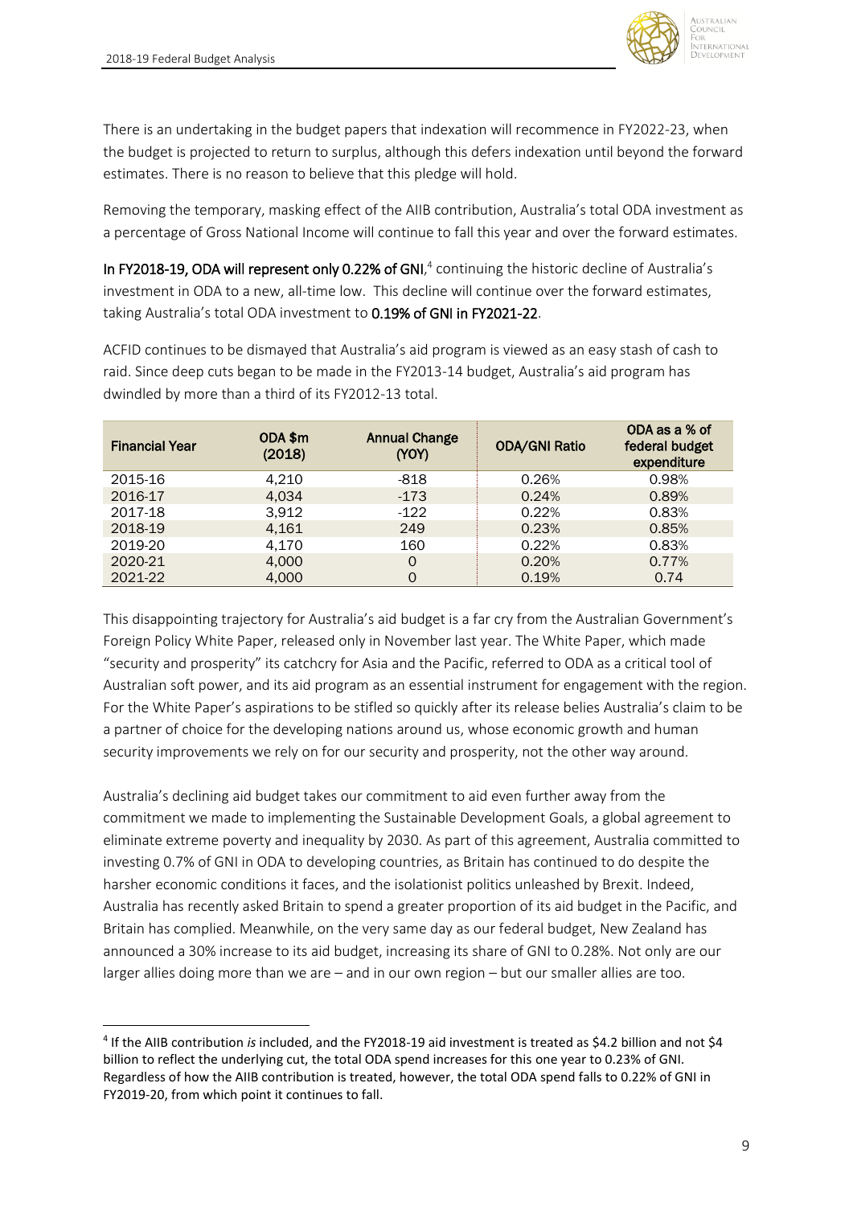There is an undertaking in the budget papers that indexation will recommence in FY2022-23, when the budget is projected to return to surplus, although this defers indexation until beyond the forward estimates. There is no reason to believe that this pledge will hold.

Removing the temporary, masking effect of the AIIB contribution, Australia's total ODA investment as a percentage of Gross National Income will continue to fall this year and over the forward estimates.

**In FY2018-19, ODA will represent only 0.22% of GNI**,[4] continuing the historic decline of Australia's investment in ODA to a new, all-time low. This decline will continue over the forward estimates, taking Australia's total ODA investment to **0.19% of GNI in FY2021-22**.

ACFID continues to be dismayed that Australia's aid program is viewed as an easy stash of cash to raid. Since deep cuts began to be made in the FY2013-14 budget, Australia's aid program has dwindled by more than a third of its FY2012-13 total.

| Financial Year | ODA $m (2018) | Annual Change (YOY) | ODA/GNI Ratio | ODA as a % of federal budget expenditure |
|---|---|---|---|---|
| 2015-16 | 4,210 | -818 | 0.26% | 0.98% |
| 2016-17 | 4,034 | -173 | 0.24% | 0.89% |
| 2017-18 | 3,912 | -122 | 0.22% | 0.83% |
| 2018-19 | 4,161 | 249 | 0.23% | 0.85% |
| 2019-20 | 4,170 | 160 | 0.22% | 0.83% |
| 2020-21 | 4,000 | 0 | 0.20% | 0.77% |
| 2021-22 | 4,000 | 0 | 0.19% | 0.74 |

This disappointing trajectory for Australia's aid budget is a far cry from the Australian Government's Foreign Policy White Paper, released only in November last year. The White Paper, which made "security and prosperity" its catchcry for Asia and the Pacific, referred to ODA as a critical tool of Australian soft power, and its aid program as an essential instrument for engagement with the region. For the White Paper's aspirations to be stifled so quickly after its release belies Australia's claim to be a partner of choice for the developing nations around us, whose economic growth and human security improvements we rely on for our security and prosperity, not the other way around.

Australia's declining aid budget takes our commitment to aid even further away from the commitment we made to implementing the Sustainable Development Goals, a global agreement to eliminate extreme poverty and inequality by 2030. As part of this agreement, Australia committed to investing 0.7% of GNI in ODA to developing countries, as Britain has continued to do despite the harsher economic conditions it faces, and the isolationist politics unleashed by Brexit. Indeed, Australia has recently asked Britain to spend a greater proportion of its aid budget in the Pacific, and Britain has complied. Meanwhile, on the very same day as our federal budget, New Zealand has announced a 30% increase to its aid budget, increasing its share of GNI to 0.28%. Not only are our larger allies doing more than we are – and in our own region – but our smaller allies are too.

[4] If the AIIB contribution *is* included, and the FY2018-19 aid investment is treated as $4.2 billion and not $4 billion to reflect the underlying cut, the total ODA spend increases for this one year to 0.23% of GNI. Regardless of how the AIIB contribution is treated, however, the total ODA spend falls to 0.22% of GNI in FY2019-20, from which point it continues to fall.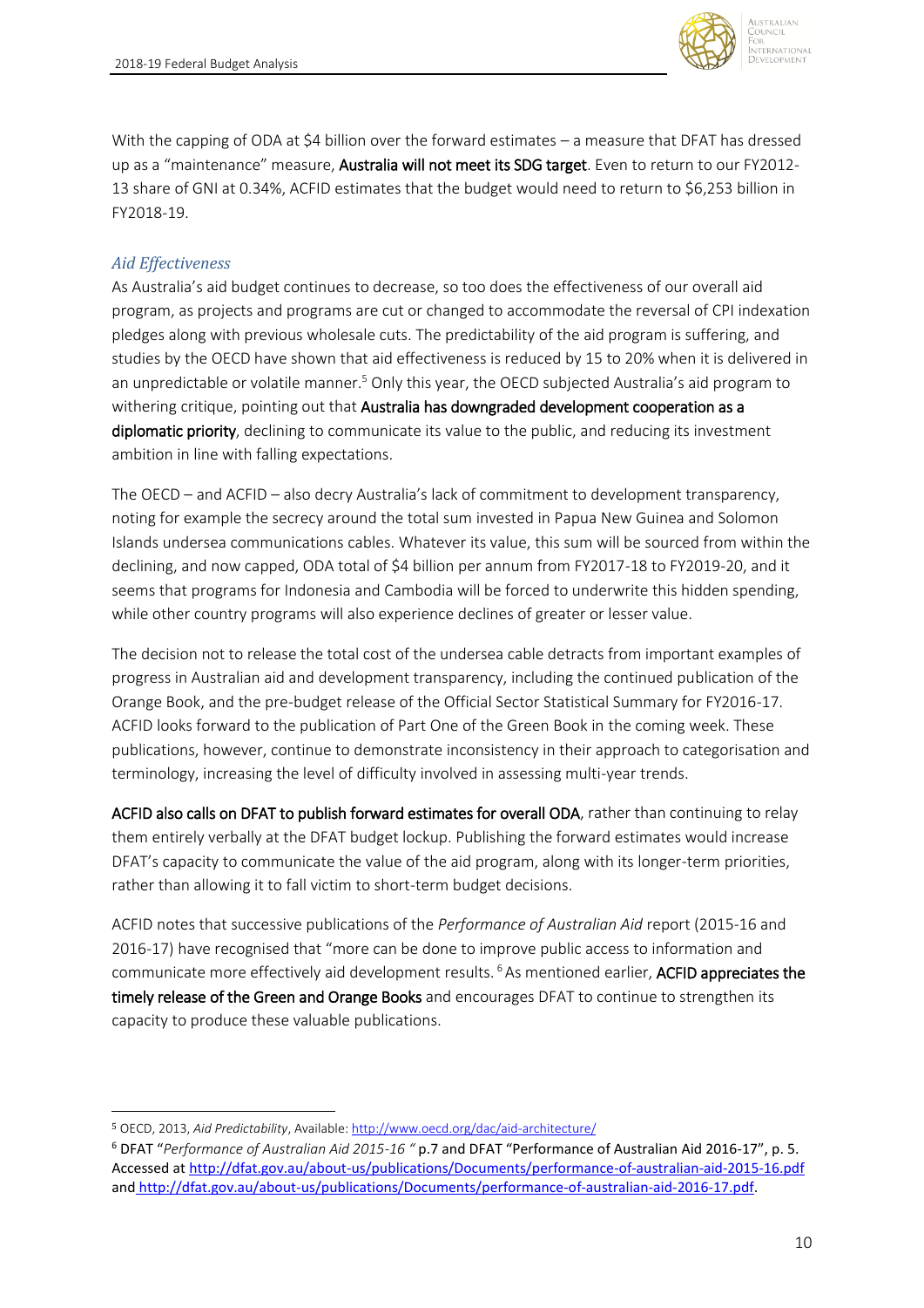With the capping of ODA at $4 billion over the forward estimates – a measure that DFAT has dressed up as a "maintenance" measure, **Australia will not meet its SDG target**. Even to return to our FY2012-13 share of GNI at 0.34%, ACFID estimates that the budget would need to return to $6,253 billion in FY2018-19.

### *Aid Effectiveness*

As Australia's aid budget continues to decrease, so too does the effectiveness of our overall aid program, as projects and programs are cut or changed to accommodate the reversal of CPI indexation pledges along with previous wholesale cuts. The predictability of the aid program is suffering, and studies by the OECD have shown that aid effectiveness is reduced by 15 to 20% when it is delivered in an unpredictable or volatile manner.[5] Only this year, the OECD subjected Australia's aid program to withering critique, pointing out that **Australia has downgraded development cooperation as a diplomatic priority**, declining to communicate its value to the public, and reducing its investment ambition in line with falling expectations.

The OECD – and ACFID – also decry Australia's lack of commitment to development transparency, noting for example the secrecy around the total sum invested in Papua New Guinea and Solomon Islands undersea communications cables. Whatever its value, this sum will be sourced from within the declining, and now capped, ODA total of $4 billion per annum from FY2017-18 to FY2019-20, and it seems that programs for Indonesia and Cambodia will be forced to underwrite this hidden spending, while other country programs will also experience declines of greater or lesser value.

The decision not to release the total cost of the undersea cable detracts from important examples of progress in Australian aid and development transparency, including the continued publication of the Orange Book, and the pre-budget release of the Official Sector Statistical Summary for FY2016-17. ACFID looks forward to the publication of Part One of the Green Book in the coming week. These publications, however, continue to demonstrate inconsistency in their approach to categorisation and terminology, increasing the level of difficulty involved in assessing multi-year trends.

**ACFID also calls on DFAT to publish forward estimates for overall ODA**, rather than continuing to relay them entirely verbally at the DFAT budget lockup. Publishing the forward estimates would increase DFAT's capacity to communicate the value of the aid program, along with its longer-term priorities, rather than allowing it to fall victim to short-term budget decisions.

ACFID notes that successive publications of the *Performance of Australian Aid* report (2015-16 and 2016-17) have recognised that "more can be done to improve public access to information and communicate more effectively aid development results.[6] As mentioned earlier, **ACFID appreciates the timely release of the Green and Orange Books** and encourages DFAT to continue to strengthen its capacity to produce these valuable publications.

---

[5] OECD, 2013, *Aid Predictability*, Available: http://www.oecd.org/dac/aid-architecture/

[6] DFAT "*Performance of Australian Aid 2015-16* " p.7 and DFAT "Performance of Australian Aid 2016-17", p. 5. Accessed at http://dfat.gov.au/about-us/publications/Documents/performance-of-australian-aid-2015-16.pdf and http://dfat.gov.au/about-us/publications/Documents/performance-of-australian-aid-2016-17.pdf.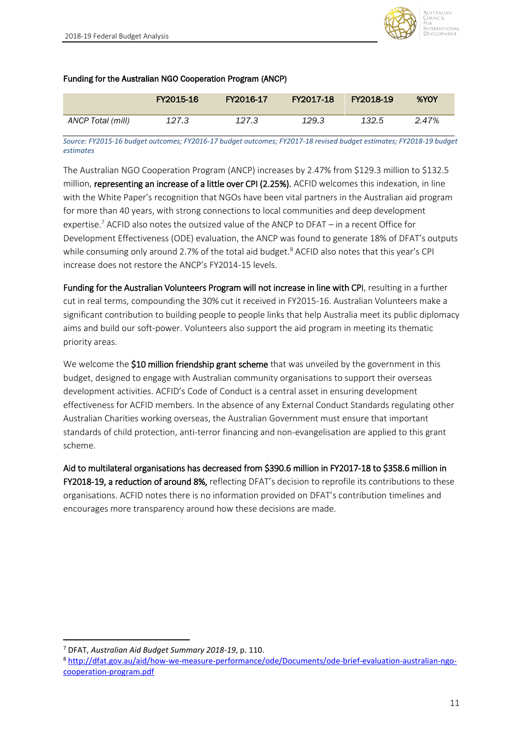**Funding for the Australian NGO Cooperation Program (ANCP)**

| | FY2015-16 | FY2016-17 | FY2017-18 | FY2018-19 | %YOY |
|---|---|---|---|---|---|
| *ANCP Total (mill)* | *127.3* | *127.3* | *129.3* | *132.5* | *2.47%* |

*Source: FY2015-16 budget outcomes; FY2016-17 budget outcomes; FY2017-18 revised budget estimates; FY2018-19 budget estimates*

The Australian NGO Cooperation Program (ANCP) increases by 2.47% from $129.3 million to $132.5 million, **representing an increase of a little over CPI (2.25%).** ACFID welcomes this indexation, in line with the White Paper's recognition that NGOs have been vital partners in the Australian aid program for more than 40 years, with strong connections to local communities and deep development expertise.[7] ACFID also notes the outsized value of the ANCP to DFAT – in a recent Office for Development Effectiveness (ODE) evaluation, the ANCP was found to generate 18% of DFAT's outputs while consuming only around 2.7% of the total aid budget.[8] ACFID also notes that this year's CPI increase does not restore the ANCP's FY2014-15 levels.

**Funding for the Australian Volunteers Program will not increase in line with CPI**, resulting in a further cut in real terms, compounding the 30% cut it received in FY2015-16. Australian Volunteers make a significant contribution to building people to people links that help Australia meet its public diplomacy aims and build our soft-power. Volunteers also support the aid program in meeting its thematic priority areas.

We welcome the **$10 million friendship grant scheme** that was unveiled by the government in this budget, designed to engage with Australian community organisations to support their overseas development activities. ACFID's Code of Conduct is a central asset in ensuring development effectiveness for ACFID members. In the absence of any External Conduct Standards regulating other Australian Charities working overseas, the Australian Government must ensure that important standards of child protection, anti-terror financing and non-evangelisation are applied to this grant scheme.

**Aid to multilateral organisations has decreased from $390.6 million in FY2017-18 to $358.6 million in FY2018-19, a reduction of around 8%,** reflecting DFAT's decision to reprofile its contributions to these organisations. ACFID notes there is no information provided on DFAT's contribution timelines and encourages more transparency around how these decisions are made.

---

[7] DFAT, *Australian Aid Budget Summary 2018-19*, p. 110.

[8] http://dfat.gov.au/aid/how-we-measure-performance/ode/Documents/ode-brief-evaluation-australian-ngo-cooperation-program.pdf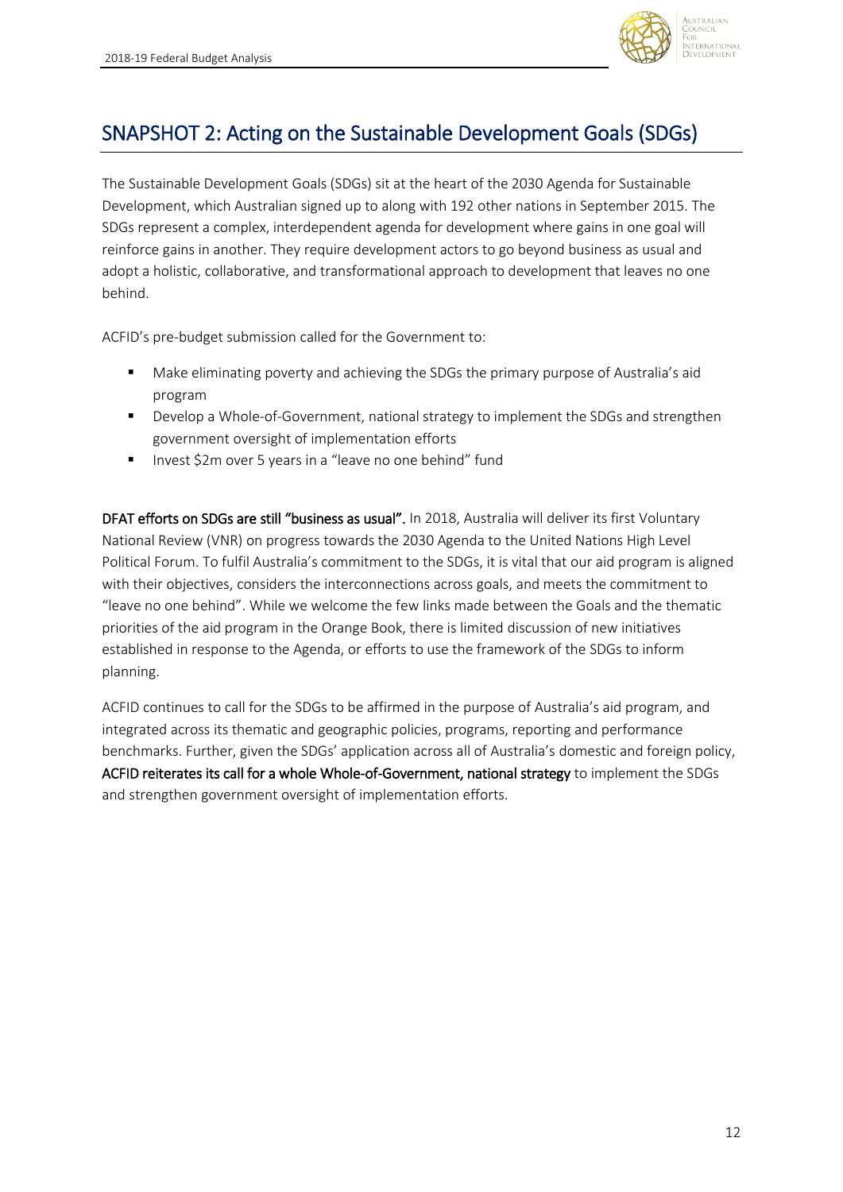## SNAPSHOT 2: Acting on the Sustainable Development Goals (SDGs)

The Sustainable Development Goals (SDGs) sit at the heart of the 2030 Agenda for Sustainable Development, which Australian signed up to along with 192 other nations in September 2015. The SDGs represent a complex, interdependent agenda for development where gains in one goal will reinforce gains in another. They require development actors to go beyond business as usual and adopt a holistic, collaborative, and transformational approach to development that leaves no one behind.

ACFID's pre-budget submission called for the Government to:

- Make eliminating poverty and achieving the SDGs the primary purpose of Australia's aid program
- Develop a Whole-of-Government, national strategy to implement the SDGs and strengthen government oversight of implementation efforts
- Invest $2m over 5 years in a "leave no one behind" fund

**DFAT efforts on SDGs are still "business as usual".** In 2018, Australia will deliver its first Voluntary National Review (VNR) on progress towards the 2030 Agenda to the United Nations High Level Political Forum. To fulfil Australia's commitment to the SDGs, it is vital that our aid program is aligned with their objectives, considers the interconnections across goals, and meets the commitment to "leave no one behind". While we welcome the few links made between the Goals and the thematic priorities of the aid program in the Orange Book, there is limited discussion of new initiatives established in response to the Agenda, or efforts to use the framework of the SDGs to inform planning.

ACFID continues to call for the SDGs to be affirmed in the purpose of Australia's aid program, and integrated across its thematic and geographic policies, programs, reporting and performance benchmarks. Further, given the SDGs' application across all of Australia's domestic and foreign policy, **ACFID reiterates its call for a whole Whole-of-Government, national strategy** to implement the SDGs and strengthen government oversight of implementation efforts.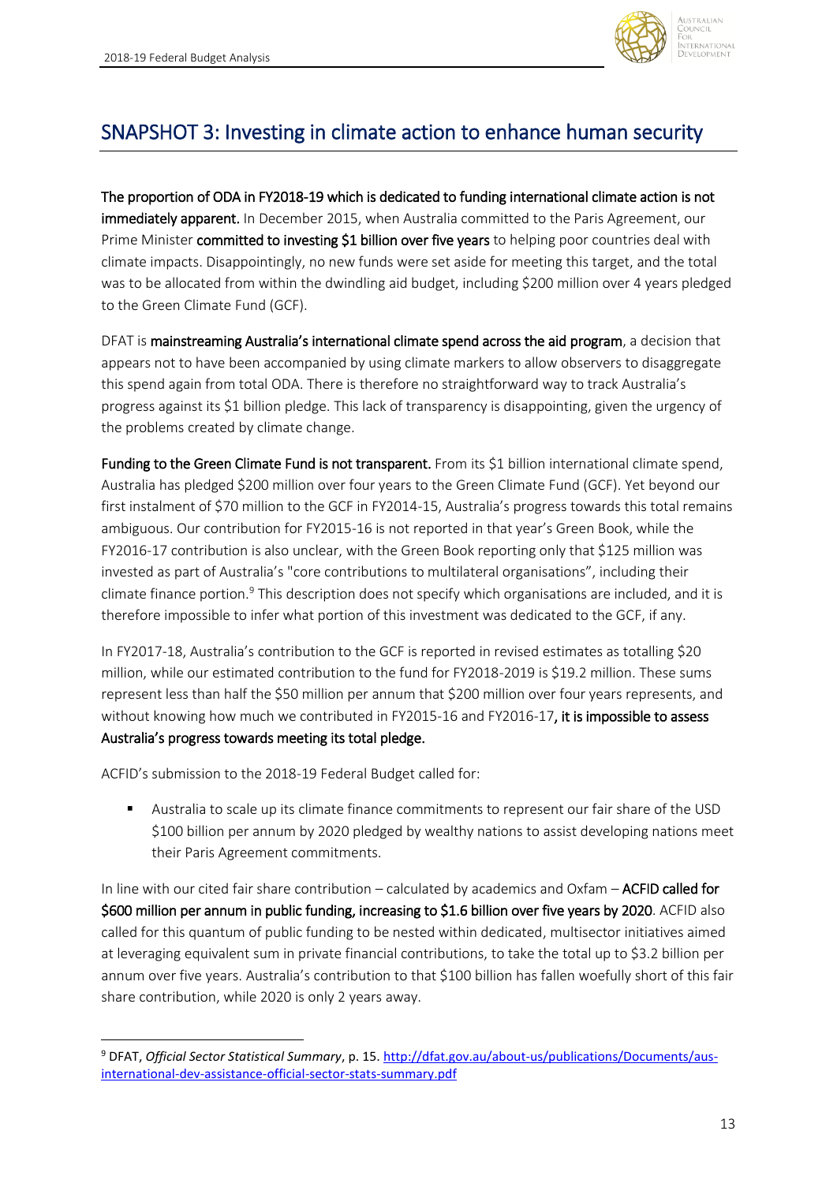## SNAPSHOT 3: Investing in climate action to enhance human security

**The proportion of ODA in FY2018-19 which is dedicated to funding international climate action is not immediately apparent.** In December 2015, when Australia committed to the Paris Agreement, our Prime Minister **committed to investing $1 billion over five years** to helping poor countries deal with climate impacts. Disappointingly, no new funds were set aside for meeting this target, and the total was to be allocated from within the dwindling aid budget, including $200 million over 4 years pledged to the Green Climate Fund (GCF).

DFAT is **mainstreaming Australia's international climate spend across the aid program**, a decision that appears not to have been accompanied by using climate markers to allow observers to disaggregate this spend again from total ODA. There is therefore no straightforward way to track Australia's progress against its $1 billion pledge. This lack of transparency is disappointing, given the urgency of the problems created by climate change.

**Funding to the Green Climate Fund is not transparent.** From its $1 billion international climate spend, Australia has pledged $200 million over four years to the Green Climate Fund (GCF). Yet beyond our first instalment of $70 million to the GCF in FY2014-15, Australia's progress towards this total remains ambiguous. Our contribution for FY2015-16 is not reported in that year's Green Book, while the FY2016-17 contribution is also unclear, with the Green Book reporting only that $125 million was invested as part of Australia's "core contributions to multilateral organisations", including their climate finance portion.[9] This description does not specify which organisations are included, and it is therefore impossible to infer what portion of this investment was dedicated to the GCF, if any.

In FY2017-18, Australia's contribution to the GCF is reported in revised estimates as totalling $20 million, while our estimated contribution to the fund for FY2018-2019 is $19.2 million. These sums represent less than half the $50 million per annum that $200 million over four years represents, and without knowing how much we contributed in FY2015-16 and FY2016-17**, it is impossible to assess Australia's progress towards meeting its total pledge.**

ACFID's submission to the 2018-19 Federal Budget called for:

- Australia to scale up its climate finance commitments to represent our fair share of the USD $100 billion per annum by 2020 pledged by wealthy nations to assist developing nations meet their Paris Agreement commitments.

In line with our cited fair share contribution – calculated by academics and Oxfam – **ACFID called for $600 million per annum in public funding, increasing to $1.6 billion over five years by 2020**. ACFID also called for this quantum of public funding to be nested within dedicated, multisector initiatives aimed at leveraging equivalent sum in private financial contributions, to take the total up to $3.2 billion per annum over five years. Australia's contribution to that $100 billion has fallen woefully short of this fair share contribution, while 2020 is only 2 years away.

[9] DFAT, *Official Sector Statistical Summary*, p. 15. http://dfat.gov.au/about-us/publications/Documents/aus-international-dev-assistance-official-sector-stats-summary.pdf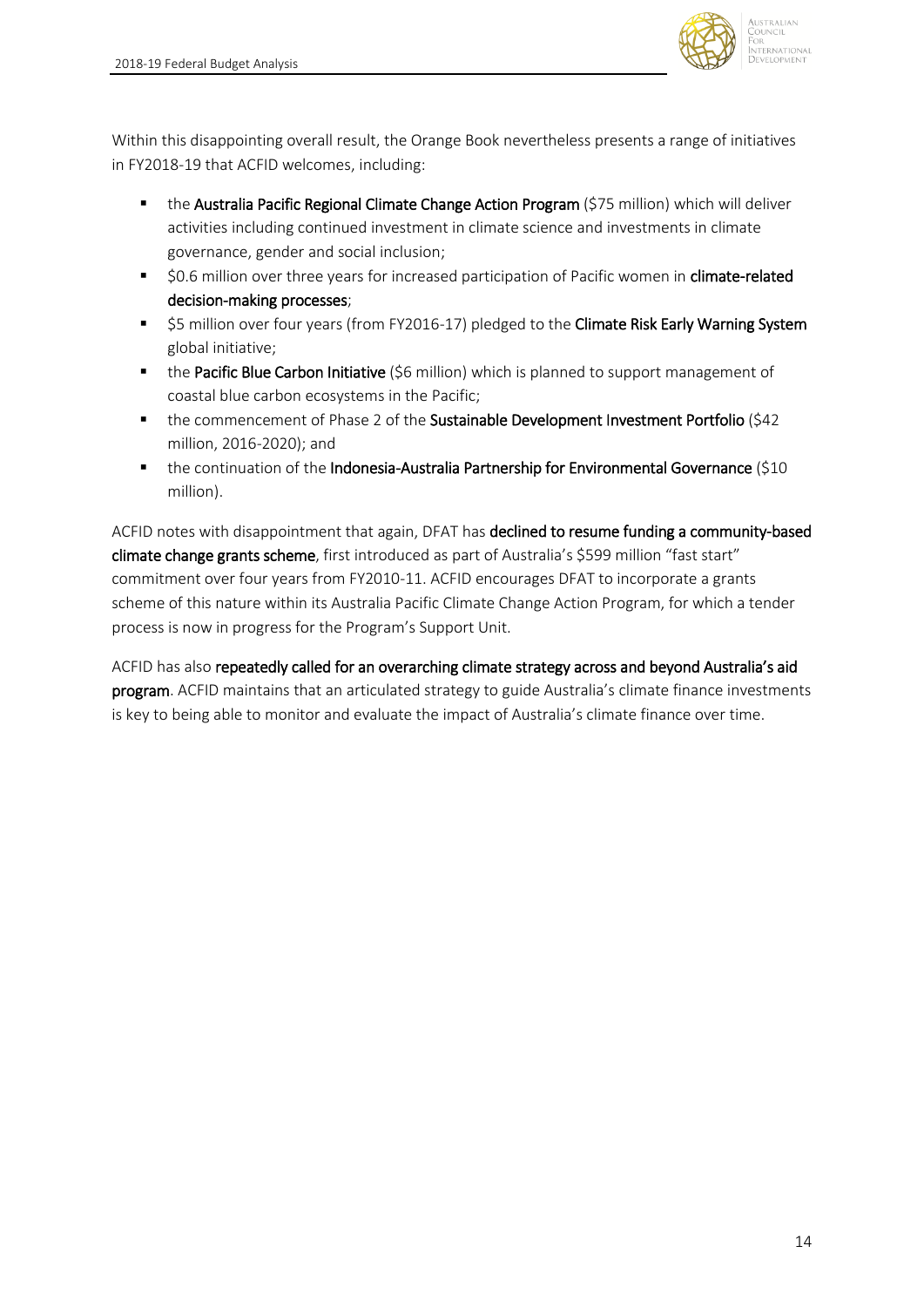Within this disappointing overall result, the Orange Book nevertheless presents a range of initiatives in FY2018-19 that ACFID welcomes, including:

- the **Australia Pacific Regional Climate Change Action Program** ($75 million) which will deliver activities including continued investment in climate science and investments in climate governance, gender and social inclusion;
- $0.6 million over three years for increased participation of Pacific women in **climate-related decision-making processes**;
- $5 million over four years (from FY2016-17) pledged to the **Climate Risk Early Warning System** global initiative;
- the **Pacific Blue Carbon Initiative** ($6 million) which is planned to support management of coastal blue carbon ecosystems in the Pacific;
- the commencement of Phase 2 of the **Sustainable Development Investment Portfolio** ($42 million, 2016-2020); and
- the continuation of the **Indonesia-Australia Partnership for Environmental Governance** ($10 million).

ACFID notes with disappointment that again, DFAT has **declined to resume funding a community-based climate change grants scheme**, first introduced as part of Australia's $599 million "fast start" commitment over four years from FY2010-11. ACFID encourages DFAT to incorporate a grants scheme of this nature within its Australia Pacific Climate Change Action Program, for which a tender process is now in progress for the Program's Support Unit.

ACFID has also **repeatedly called for an overarching climate strategy across and beyond Australia's aid program**. ACFID maintains that an articulated strategy to guide Australia's climate finance investments is key to being able to monitor and evaluate the impact of Australia's climate finance over time.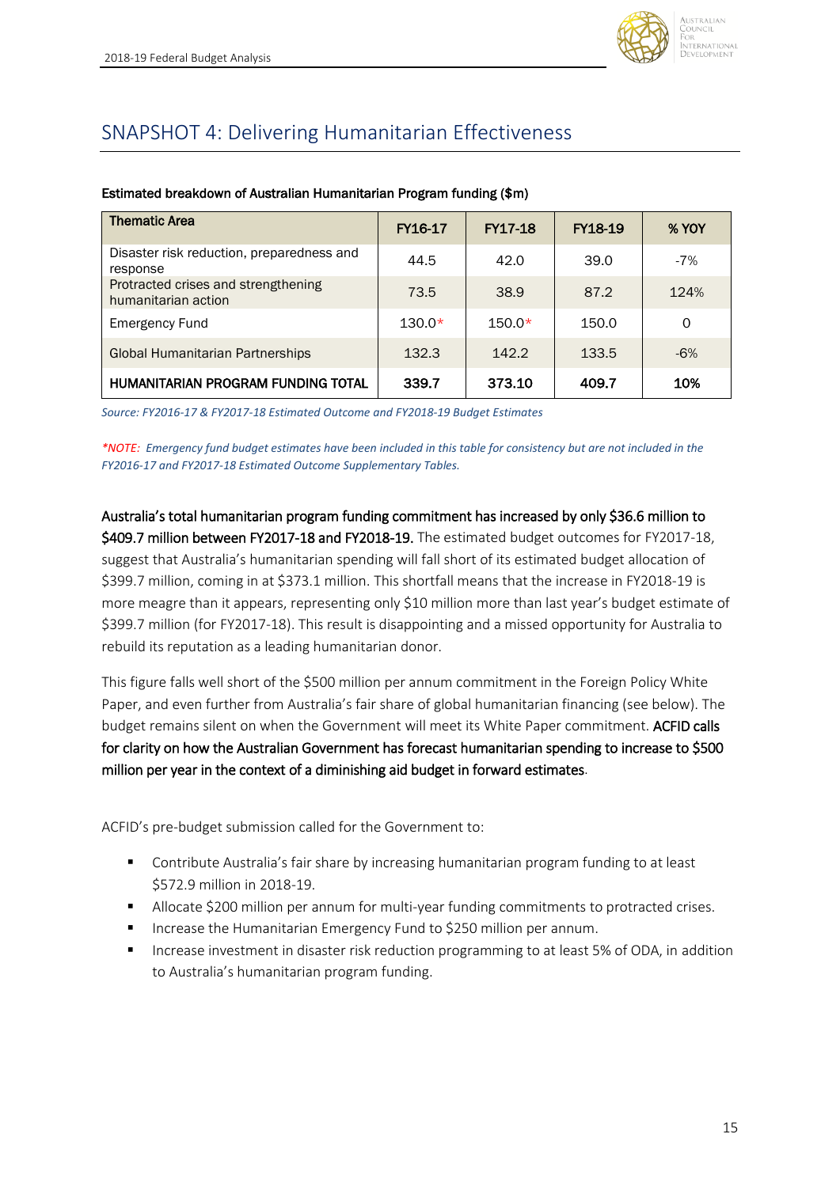## SNAPSHOT 4: Delivering Humanitarian Effectiveness

**Estimated breakdown of Australian Humanitarian Program funding ($m)**

| Thematic Area | FY16-17 | FY17-18 | FY18-19 | % YOY |
|---|---|---|---|---|
| Disaster risk reduction, preparedness and response | 44.5 | 42.0 | 39.0 | -7% |
| Protracted crises and strengthening humanitarian action | 73.5 | 38.9 | 87.2 | 124% |
| Emergency Fund | 130.0* | 150.0* | 150.0 | 0 |
| Global Humanitarian Partnerships | 132.3 | 142.2 | 133.5 | -6% |
| **HUMANITARIAN PROGRAM FUNDING TOTAL** | **339.7** | **373.10** | **409.7** | **10%** |

*Source: FY2016-17 & FY2017-18 Estimated Outcome and FY2018-19 Budget Estimates*

**NOTE: Emergency fund budget estimates have been included in this table for consistency but are not included in the FY2016-17 and FY2017-18 Estimated Outcome Supplementary Tables.*

**Australia's total humanitarian program funding commitment has increased by only $36.6 million to $409.7 million between FY2017-18 and FY2018-19.** The estimated budget outcomes for FY2017-18, suggest that Australia's humanitarian spending will fall short of its estimated budget allocation of $399.7 million, coming in at $373.1 million. This shortfall means that the increase in FY2018-19 is more meagre than it appears, representing only $10 million more than last year's budget estimate of $399.7 million (for FY2017-18). This result is disappointing and a missed opportunity for Australia to rebuild its reputation as a leading humanitarian donor.

This figure falls well short of the $500 million per annum commitment in the Foreign Policy White Paper, and even further from Australia's fair share of global humanitarian financing (see below). The budget remains silent on when the Government will meet its White Paper commitment. **ACFID calls for clarity on how the Australian Government has forecast humanitarian spending to increase to $500 million per year in the context of a diminishing aid budget in forward estimates**.

ACFID's pre-budget submission called for the Government to:

- Contribute Australia's fair share by increasing humanitarian program funding to at least $572.9 million in 2018-19.
- Allocate $200 million per annum for multi-year funding commitments to protracted crises.
- Increase the Humanitarian Emergency Fund to $250 million per annum.
- Increase investment in disaster risk reduction programming to at least 5% of ODA, in addition to Australia's humanitarian program funding.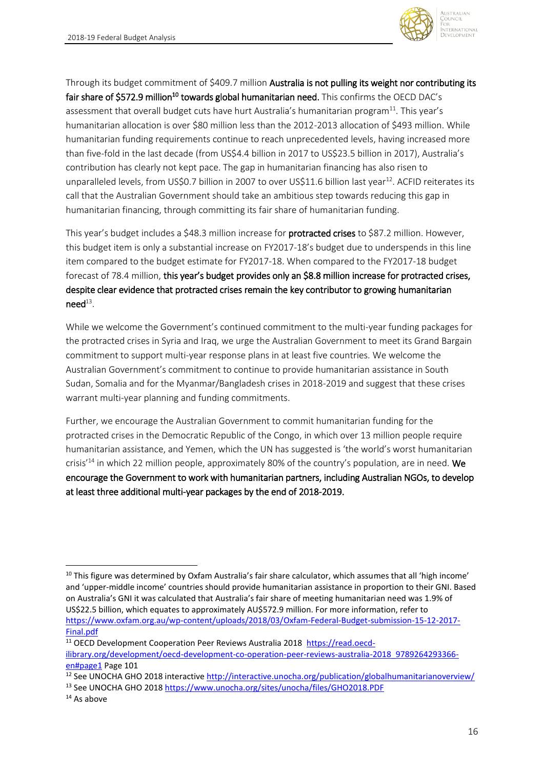Through its budget commitment of $409.7 million **Australia is not pulling its weight nor contributing its fair share of $572.9 million[10] towards global humanitarian need.** This confirms the OECD DAC's assessment that overall budget cuts have hurt Australia's humanitarian program[11]. This year's humanitarian allocation is over $80 million less than the 2012-2013 allocation of $493 million. While humanitarian funding requirements continue to reach unprecedented levels, having increased more than five-fold in the last decade (from US$4.4 billion in 2017 to US$23.5 billion in 2017), Australia's contribution has clearly not kept pace. The gap in humanitarian financing has also risen to unparalleled levels, from US$0.7 billion in 2007 to over US$11.6 billion last year[12]. ACFID reiterates its call that the Australian Government should take an ambitious step towards reducing this gap in humanitarian financing, through committing its fair share of humanitarian funding.

This year's budget includes a $48.3 million increase for **protracted crises** to $87.2 million. However, this budget item is only a substantial increase on FY2017-18's budget due to underspends in this line item compared to the budget estimate for FY2017-18. When compared to the FY2017-18 budget forecast of 78.4 million, **this year's budget provides only an $8.8 million increase for protracted crises, despite clear evidence that protracted crises remain the key contributor to growing humanitarian need**[13].

While we welcome the Government's continued commitment to the multi-year funding packages for the protracted crises in Syria and Iraq, we urge the Australian Government to meet its Grand Bargain commitment to support multi-year response plans in at least five countries. We welcome the Australian Government's commitment to continue to provide humanitarian assistance in South Sudan, Somalia and for the Myanmar/Bangladesh crises in 2018-2019 and suggest that these crises warrant multi-year planning and funding commitments.

Further, we encourage the Australian Government to commit humanitarian funding for the protracted crises in the Democratic Republic of the Congo, in which over 13 million people require humanitarian assistance, and Yemen, which the UN has suggested is 'the world's worst humanitarian crisis'[14] in which 22 million people, approximately 80% of the country's population, are in need. **We encourage the Government to work with humanitarian partners, including Australian NGOs, to develop at least three additional multi-year packages by the end of 2018-2019.**

---

[10] This figure was determined by Oxfam Australia's fair share calculator, which assumes that all 'high income' and 'upper-middle income' countries should provide humanitarian assistance in proportion to their GNI. Based on Australia's GNI it was calculated that Australia's fair share of meeting humanitarian need was 1.9% of US$22.5 billion, which equates to approximately AU$572.9 million. For more information, refer to https://www.oxfam.org.au/wp-content/uploads/2018/03/Oxfam-Federal-Budget-submission-15-12-2017-Final.pdf

[11] OECD Development Cooperation Peer Reviews Australia 2018 https://read.oecd-ilibrary.org/development/oecd-development-co-operation-peer-reviews-australia-2018_9789264293366-en#page1 Page 101

[12] See UNOCHA GHO 2018 interactive http://interactive.unocha.org/publication/globalhumanitarianoverview/

[13] See UNOCHA GHO 2018 https://www.unocha.org/sites/unocha/files/GHO2018.PDF

[14] As above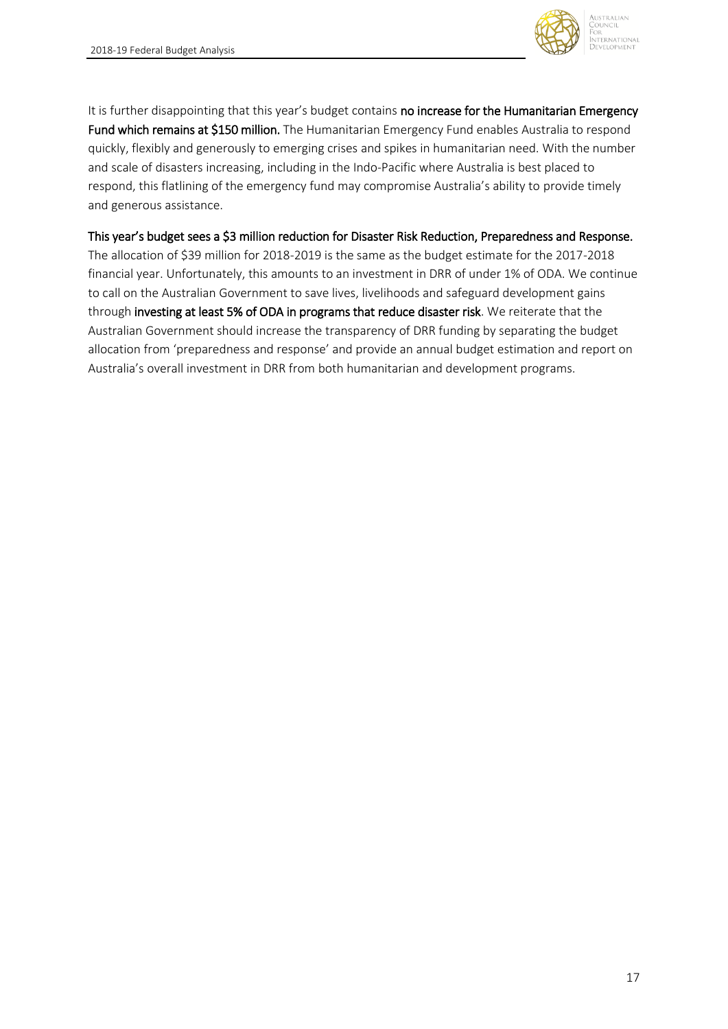It is further disappointing that this year's budget contains **no increase for the Humanitarian Emergency Fund which remains at $150 million.** The Humanitarian Emergency Fund enables Australia to respond quickly, flexibly and generously to emerging crises and spikes in humanitarian need. With the number and scale of disasters increasing, including in the Indo-Pacific where Australia is best placed to respond, this flatlining of the emergency fund may compromise Australia's ability to provide timely and generous assistance.

**This year's budget sees a $3 million reduction for Disaster Risk Reduction, Preparedness and Response.** The allocation of $39 million for 2018-2019 is the same as the budget estimate for the 2017-2018 financial year. Unfortunately, this amounts to an investment in DRR of under 1% of ODA. We continue to call on the Australian Government to save lives, livelihoods and safeguard development gains through **investing at least 5% of ODA in programs that reduce disaster risk**. We reiterate that the Australian Government should increase the transparency of DRR funding by separating the budget allocation from 'preparedness and response' and provide an annual budget estimation and report on Australia's overall investment in DRR from both humanitarian and development programs.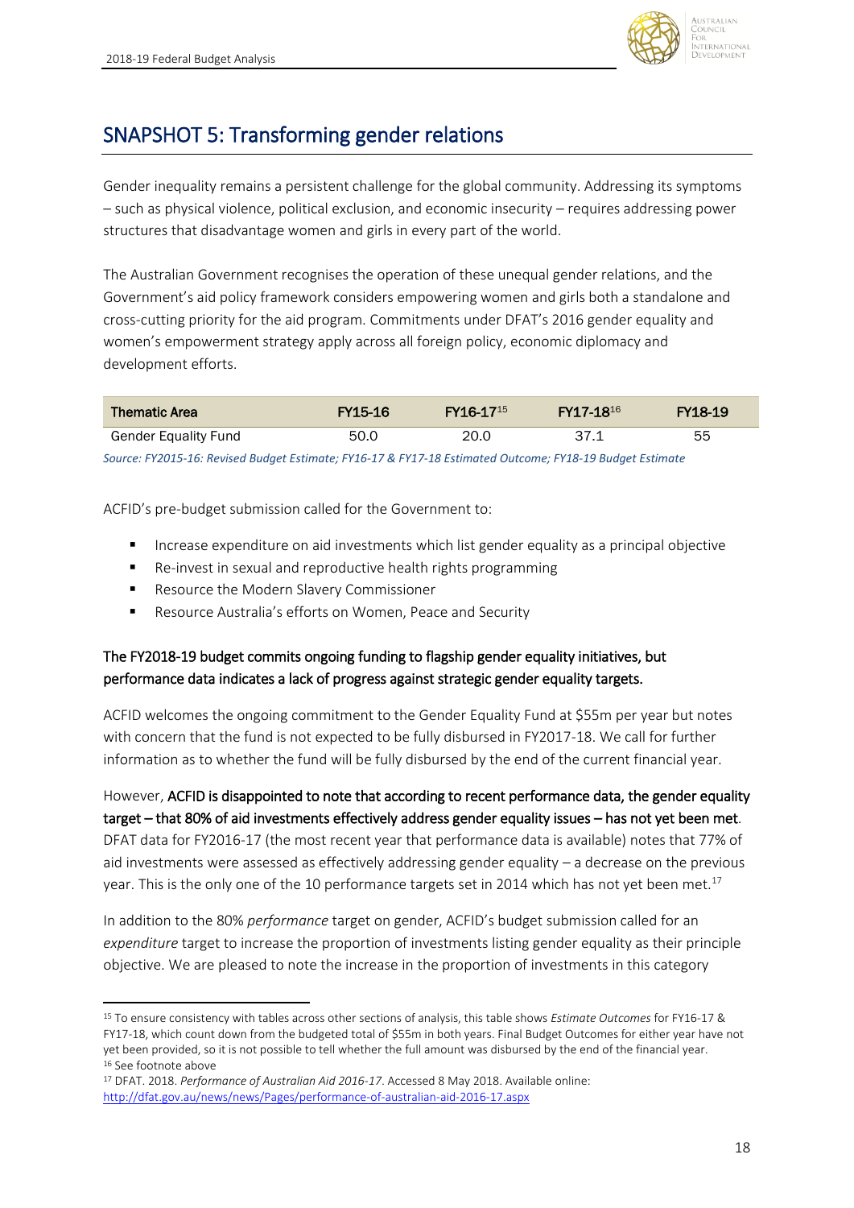## SNAPSHOT 5: Transforming gender relations

Gender inequality remains a persistent challenge for the global community. Addressing its symptoms – such as physical violence, political exclusion, and economic insecurity – requires addressing power structures that disadvantage women and girls in every part of the world.

The Australian Government recognises the operation of these unequal gender relations, and the Government's aid policy framework considers empowering women and girls both a standalone and cross-cutting priority for the aid program. Commitments under DFAT's 2016 gender equality and women's empowerment strategy apply across all foreign policy, economic diplomacy and development efforts.

| Thematic Area | FY15-16 | FY16-17[15] | FY17-18[16] | FY18-19 |
|---|---|---|---|---|
| Gender Equality Fund | 50.0 | 20.0 | 37.1 | 55 |

*Source: FY2015-16: Revised Budget Estimate; FY16-17 & FY17-18 Estimated Outcome; FY18-19 Budget Estimate*

ACFID's pre-budget submission called for the Government to:

- Increase expenditure on aid investments which list gender equality as a principal objective
- Re-invest in sexual and reproductive health rights programming
- Resource the Modern Slavery Commissioner
- Resource Australia's efforts on Women, Peace and Security

### The FY2018-19 budget commits ongoing funding to flagship gender equality initiatives, but performance data indicates a lack of progress against strategic gender equality targets.

ACFID welcomes the ongoing commitment to the Gender Equality Fund at $55m per year but notes with concern that the fund is not expected to be fully disbursed in FY2017-18. We call for further information as to whether the fund will be fully disbursed by the end of the current financial year.

However, **ACFID is disappointed to note that according to recent performance data, the gender equality target – that 80% of aid investments effectively address gender equality issues – has not yet been met**. DFAT data for FY2016-17 (the most recent year that performance data is available) notes that 77% of aid investments were assessed as effectively addressing gender equality – a decrease on the previous year. This is the only one of the 10 performance targets set in 2014 which has not yet been met.[17]

In addition to the 80% *performance* target on gender, ACFID's budget submission called for an *expenditure* target to increase the proportion of investments listing gender equality as their principle objective. We are pleased to note the increase in the proportion of investments in this category

---

[15] To ensure consistency with tables across other sections of analysis, this table shows *Estimate Outcomes* for FY16-17 & FY17-18, which count down from the budgeted total of $55m in both years. Final Budget Outcomes for either year have not yet been provided, so it is not possible to tell whether the full amount was disbursed by the end of the financial year.

[16] See footnote above

[17] DFAT. 2018. *Performance of Australian Aid 2016-17*. Accessed 8 May 2018. Available online: http://dfat.gov.au/news/news/Pages/performance-of-australian-aid-2016-17.aspx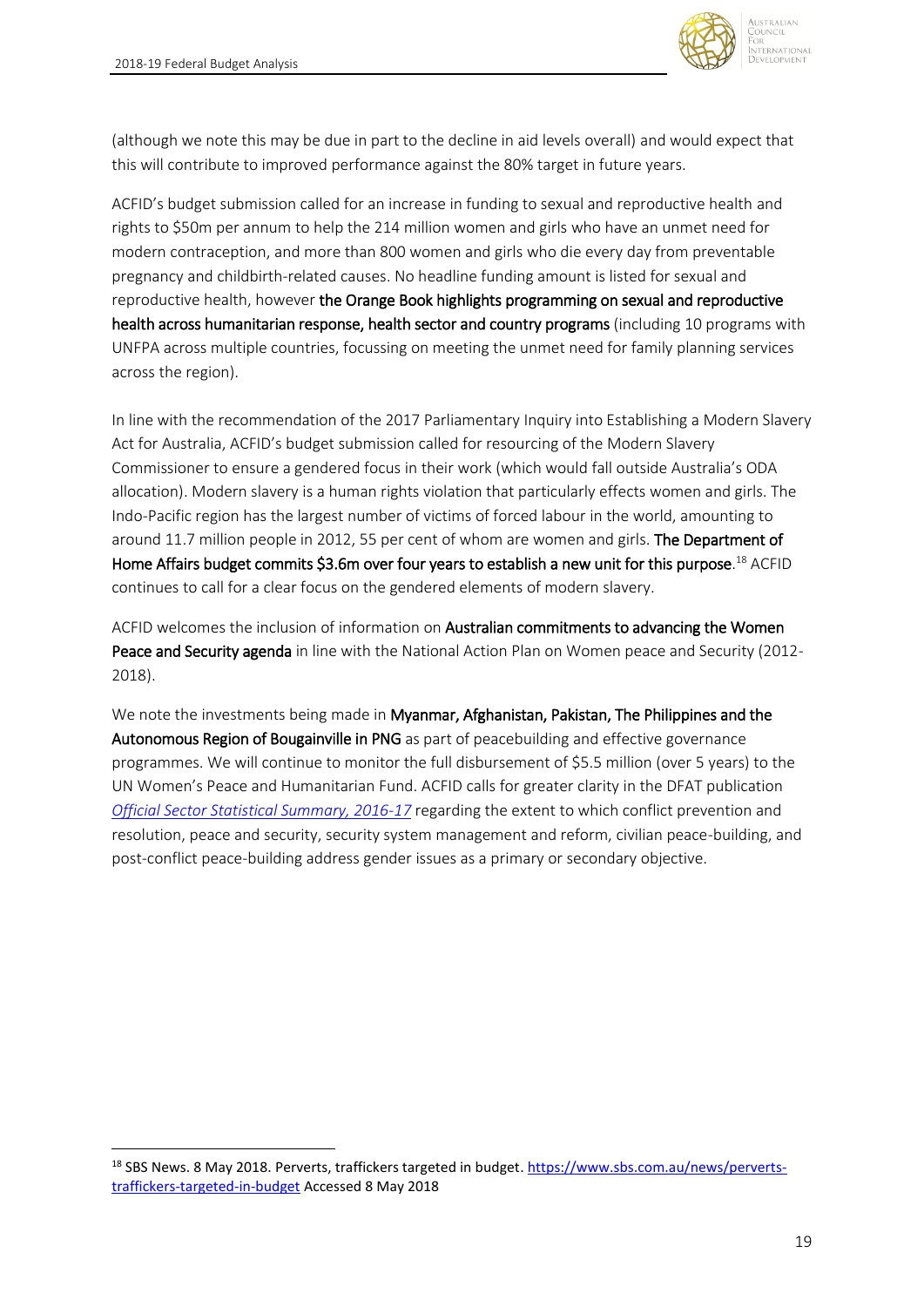(although we note this may be due in part to the decline in aid levels overall) and would expect that this will contribute to improved performance against the 80% target in future years.

ACFID's budget submission called for an increase in funding to sexual and reproductive health and rights to $50m per annum to help the 214 million women and girls who have an unmet need for modern contraception, and more than 800 women and girls who die every day from preventable pregnancy and childbirth-related causes. No headline funding amount is listed for sexual and reproductive health, however **the Orange Book highlights programming on sexual and reproductive health across humanitarian response, health sector and country programs** (including 10 programs with UNFPA across multiple countries, focussing on meeting the unmet need for family planning services across the region).

In line with the recommendation of the 2017 Parliamentary Inquiry into Establishing a Modern Slavery Act for Australia, ACFID's budget submission called for resourcing of the Modern Slavery Commissioner to ensure a gendered focus in their work (which would fall outside Australia's ODA allocation). Modern slavery is a human rights violation that particularly effects women and girls. The Indo-Pacific region has the largest number of victims of forced labour in the world, amounting to around 11.7 million people in 2012, 55 per cent of whom are women and girls. **The Department of Home Affairs budget commits $3.6m over four years to establish a new unit for this purpose**.[18] ACFID continues to call for a clear focus on the gendered elements of modern slavery.

ACFID welcomes the inclusion of information on **Australian commitments to advancing the Women Peace and Security agenda** in line with the National Action Plan on Women peace and Security (2012-2018).

We note the investments being made in **Myanmar, Afghanistan, Pakistan, The Philippines and the Autonomous Region of Bougainville in PNG** as part of peacebuilding and effective governance programmes. We will continue to monitor the full disbursement of $5.5 million (over 5 years) to the UN Women's Peace and Humanitarian Fund. ACFID calls for greater clarity in the DFAT publication *Official Sector Statistical Summary, 2016-17* regarding the extent to which conflict prevention and resolution, peace and security, security system management and reform, civilian peace-building, and post-conflict peace-building address gender issues as a primary or secondary objective.

---

[18] SBS News. 8 May 2018. Perverts, traffickers targeted in budget. https://www.sbs.com.au/news/perverts-traffickers-targeted-in-budget Accessed 8 May 2018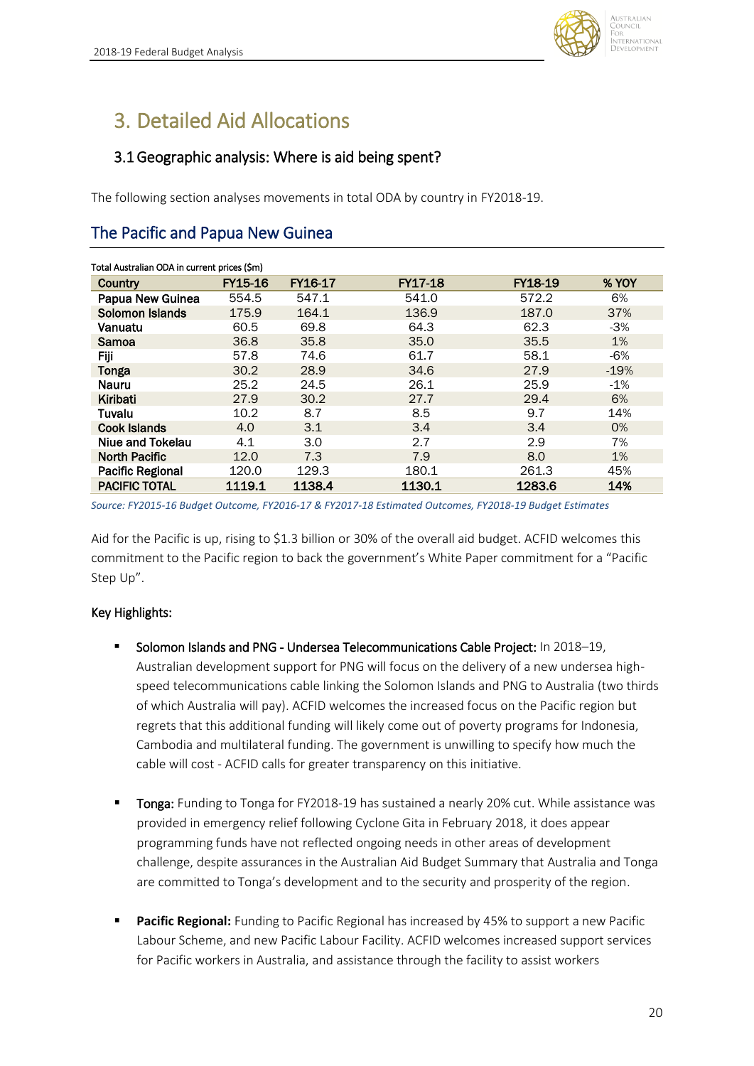# 3. Detailed Aid Allocations

## 3.1 Geographic analysis: Where is aid being spent?

The following section analyses movements in total ODA by country in FY2018-19.

## The Pacific and Papua New Guinea

Total Australian ODA in current prices ($m)

| Country | FY15-16 | FY16-17 | FY17-18 | FY18-19 | % YOY |
|---|---|---|---|---|---|
| Papua New Guinea | 554.5 | 547.1 | 541.0 | 572.2 | 6% |
| Solomon Islands | 175.9 | 164.1 | 136.9 | 187.0 | 37% |
| Vanuatu | 60.5 | 69.8 | 64.3 | 62.3 | -3% |
| Samoa | 36.8 | 35.8 | 35.0 | 35.5 | 1% |
| Fiji | 57.8 | 74.6 | 61.7 | 58.1 | -6% |
| Tonga | 30.2 | 28.9 | 34.6 | 27.9 | -19% |
| Nauru | 25.2 | 24.5 | 26.1 | 25.9 | -1% |
| Kiribati | 27.9 | 30.2 | 27.7 | 29.4 | 6% |
| Tuvalu | 10.2 | 8.7 | 8.5 | 9.7 | 14% |
| Cook Islands | 4.0 | 3.1 | 3.4 | 3.4 | 0% |
| Niue and Tokelau | 4.1 | 3.0 | 2.7 | 2.9 | 7% |
| North Pacific | 12.0 | 7.3 | 7.9 | 8.0 | 1% |
| Pacific Regional | 120.0 | 129.3 | 180.1 | 261.3 | 45% |
| **PACIFIC TOTAL** | **1119.1** | **1138.4** | **1130.1** | **1283.6** | **14%** |

*Source: FY2015-16 Budget Outcome, FY2016-17 & FY2017-18 Estimated Outcomes, FY2018-19 Budget Estimates*

Aid for the Pacific is up, rising to $1.3 billion or 30% of the overall aid budget. ACFID welcomes this commitment to the Pacific region to back the government's White Paper commitment for a "Pacific Step Up".

### Key Highlights:

- Solomon Islands and PNG - Undersea Telecommunications Cable Project: In 2018–19, Australian development support for PNG will focus on the delivery of a new undersea high-speed telecommunications cable linking the Solomon Islands and PNG to Australia (two thirds of which Australia will pay). ACFID welcomes the increased focus on the Pacific region but regrets that this additional funding will likely come out of poverty programs for Indonesia, Cambodia and multilateral funding. The government is unwilling to specify how much the cable will cost - ACFID calls for greater transparency on this initiative.

- Tonga: Funding to Tonga for FY2018-19 has sustained a nearly 20% cut. While assistance was provided in emergency relief following Cyclone Gita in February 2018, it does appear programming funds have not reflected ongoing needs in other areas of development challenge, despite assurances in the Australian Aid Budget Summary that Australia and Tonga are committed to Tonga's development and to the security and prosperity of the region.

- **Pacific Regional:** Funding to Pacific Regional has increased by 45% to support a new Pacific Labour Scheme, and new Pacific Labour Facility. ACFID welcomes increased support services for Pacific workers in Australia, and assistance through the facility to assist workers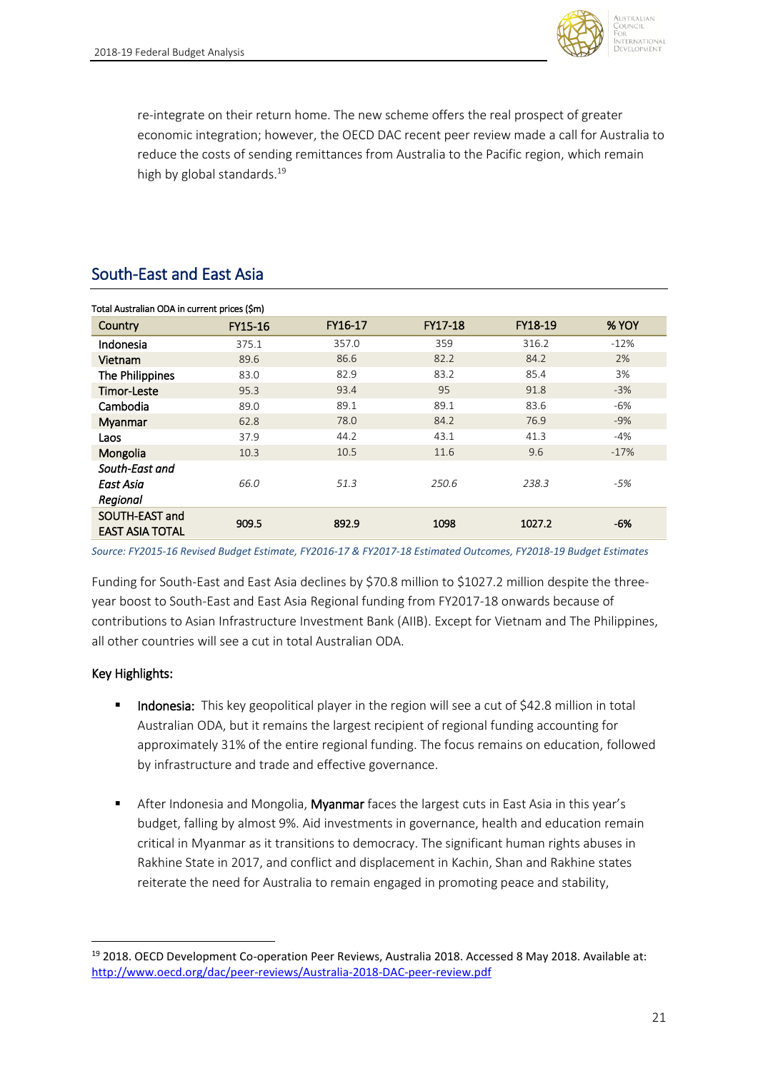re-integrate on their return home. The new scheme offers the real prospect of greater economic integration; however, the OECD DAC recent peer review made a call for Australia to reduce the costs of sending remittances from Australia to the Pacific region, which remain high by global standards.[19]

## South-East and East Asia

Total Australian ODA in current prices ($m)

| Country | FY15-16 | FY16-17 | FY17-18 | FY18-19 | % YOY |
|---|---|---|---|---|---|
| Indonesia | 375.1 | 357.0 | 359 | 316.2 | -12% |
| Vietnam | 89.6 | 86.6 | 82.2 | 84.2 | 2% |
| The Philippines | 83.0 | 82.9 | 83.2 | 85.4 | 3% |
| Timor-Leste | 95.3 | 93.4 | 95 | 91.8 | -3% |
| Cambodia | 89.0 | 89.1 | 89.1 | 83.6 | -6% |
| Myanmar | 62.8 | 78.0 | 84.2 | 76.9 | -9% |
| Laos | 37.9 | 44.2 | 43.1 | 41.3 | -4% |
| Mongolia | 10.3 | 10.5 | 11.6 | 9.6 | -17% |
| *South-East and East Asia Regional* | *66.0* | *51.3* | *250.6* | *238.3* | *-5%* |
| **SOUTH-EAST and EAST ASIA TOTAL** | **909.5** | **892.9** | **1098** | **1027.2** | **-6%** |

*Source: FY2015-16 Revised Budget Estimate, FY2016-17 & FY2017-18 Estimated Outcomes, FY2018-19 Budget Estimates*

Funding for South-East and East Asia declines by $70.8 million to $1027.2 million despite the three-year boost to South-East and East Asia Regional funding from FY2017-18 onwards because of contributions to Asian Infrastructure Investment Bank (AIIB). Except for Vietnam and The Philippines, all other countries will see a cut in total Australian ODA.

### Key Highlights:

- **Indonesia:** This key geopolitical player in the region will see a cut of $42.8 million in total Australian ODA, but it remains the largest recipient of regional funding accounting for approximately 31% of the entire regional funding. The focus remains on education, followed by infrastructure and trade and effective governance.

- After Indonesia and Mongolia, **Myanmar** faces the largest cuts in East Asia in this year's budget, falling by almost 9%. Aid investments in governance, health and education remain critical in Myanmar as it transitions to democracy. The significant human rights abuses in Rakhine State in 2017, and conflict and displacement in Kachin, Shan and Rakhine states reiterate the need for Australia to remain engaged in promoting peace and stability,

[19] 2018. OECD Development Co-operation Peer Reviews, Australia 2018. Accessed 8 May 2018. Available at: http://www.oecd.org/dac/peer-reviews/Australia-2018-DAC-peer-review.pdf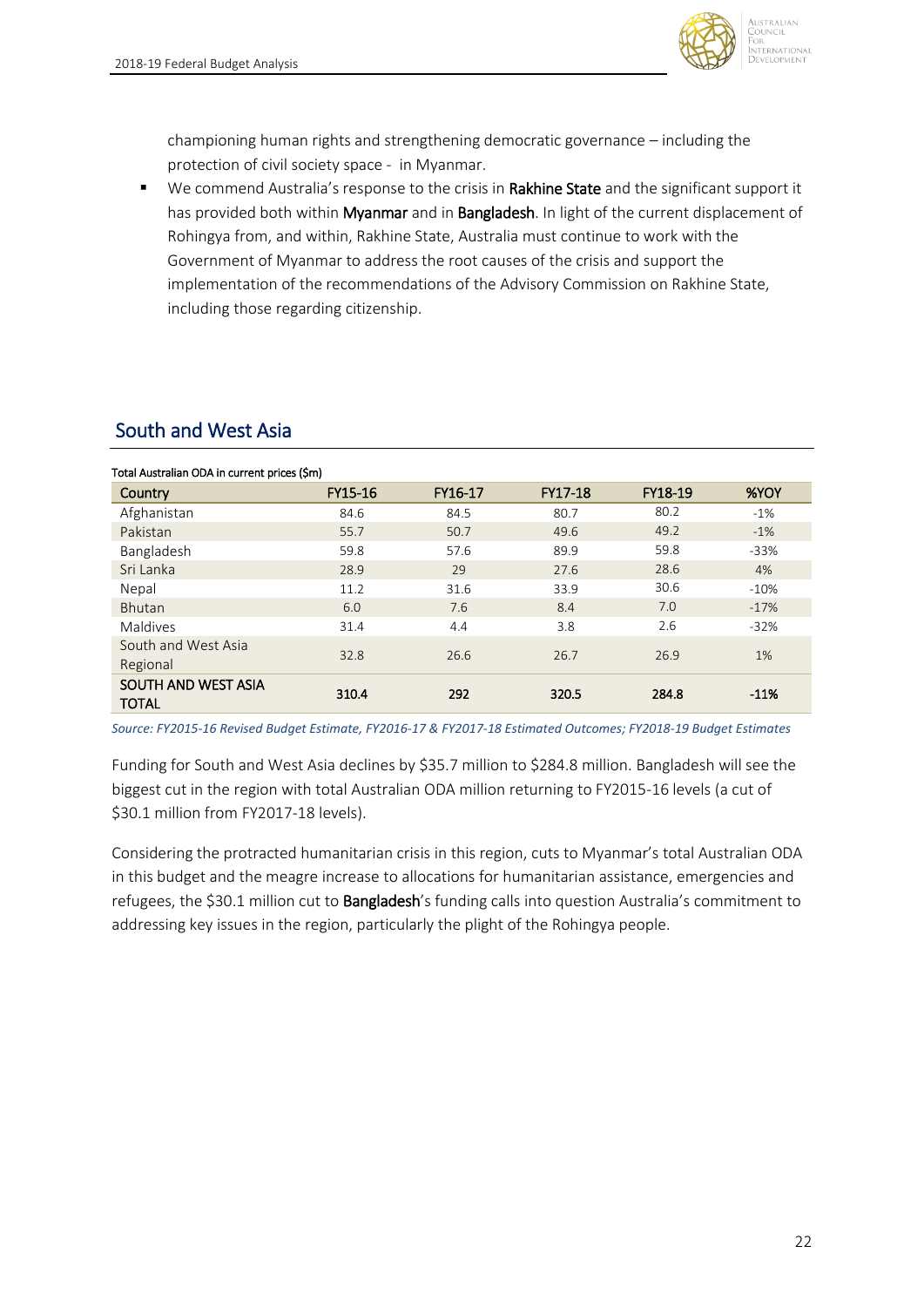championing human rights and strengthening democratic governance – including the protection of civil society space - in Myanmar.

- We commend Australia's response to the crisis in **Rakhine State** and the significant support it has provided both within **Myanmar** and in **Bangladesh**. In light of the current displacement of Rohingya from, and within, Rakhine State, Australia must continue to work with the Government of Myanmar to address the root causes of the crisis and support the implementation of the recommendations of the Advisory Commission on Rakhine State, including those regarding citizenship.

## South and West Asia

Total Australian ODA in current prices ($m)

| Country | FY15-16 | FY16-17 | FY17-18 | FY18-19 | %YOY |
|---|---|---|---|---|---|
| Afghanistan | 84.6 | 84.5 | 80.7 | 80.2 | -1% |
| Pakistan | 55.7 | 50.7 | 49.6 | 49.2 | -1% |
| Bangladesh | 59.8 | 57.6 | 89.9 | 59.8 | -33% |
| Sri Lanka | 28.9 | 29 | 27.6 | 28.6 | 4% |
| Nepal | 11.2 | 31.6 | 33.9 | 30.6 | -10% |
| Bhutan | 6.0 | 7.6 | 8.4 | 7.0 | -17% |
| Maldives | 31.4 | 4.4 | 3.8 | 2.6 | -32% |
| South and West Asia Regional | 32.8 | 26.6 | 26.7 | 26.9 | 1% |
| **SOUTH AND WEST ASIA TOTAL** | **310.4** | **292** | **320.5** | **284.8** | **-11%** |

*Source: FY2015-16 Revised Budget Estimate, FY2016-17 & FY2017-18 Estimated Outcomes; FY2018-19 Budget Estimates*

Funding for South and West Asia declines by $35.7 million to $284.8 million. Bangladesh will see the biggest cut in the region with total Australian ODA million returning to FY2015-16 levels (a cut of $30.1 million from FY2017-18 levels).

Considering the protracted humanitarian crisis in this region, cuts to Myanmar's total Australian ODA in this budget and the meagre increase to allocations for humanitarian assistance, emergencies and refugees, the $30.1 million cut to **Bangladesh**'s funding calls into question Australia's commitment to addressing key issues in the region, particularly the plight of the Rohingya people.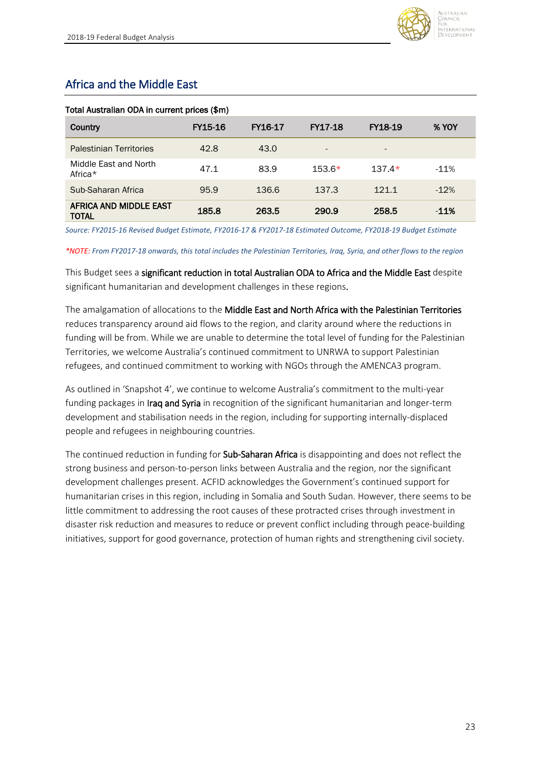## Africa and the Middle East

**Total Australian ODA in current prices ($m)**

| Country | FY15-16 | FY16-17 | FY17-18 | FY18-19 | % YOY |
|---|---|---|---|---|---|
| Palestinian Territories | 42.8 | 43.0 | - | - | |
| Middle East and North Africa* | 47.1 | 83.9 | 153.6* | 137.4* | -11% |
| Sub-Saharan Africa | 95.9 | 136.6 | 137.3 | 121.1 | -12% |
| **AFRICA AND MIDDLE EAST TOTAL** | **185.8** | **263.5** | **290.9** | **258.5** | **-11%** |

*Source: FY2015-16 Revised Budget Estimate, FY2016-17 & FY2017-18 Estimated Outcome, FY2018-19 Budget Estimate*

**NOTE:* From FY2017-18 onwards, this total includes the Palestinian Territories, Iraq, Syria, and other flows to the region*

This Budget sees a **significant reduction in total Australian ODA to Africa and the Middle East** despite significant humanitarian and development challenges in these regions.

The amalgamation of allocations to the **Middle East and North Africa with the Palestinian Territories** reduces transparency around aid flows to the region, and clarity around where the reductions in funding will be from. While we are unable to determine the total level of funding for the Palestinian Territories, we welcome Australia's continued commitment to UNRWA to support Palestinian refugees, and continued commitment to working with NGOs through the AMENCA3 program.

As outlined in 'Snapshot 4', we continue to welcome Australia's commitment to the multi-year funding packages in **Iraq and Syria** in recognition of the significant humanitarian and longer-term development and stabilisation needs in the region, including for supporting internally-displaced people and refugees in neighbouring countries.

The continued reduction in funding for **Sub-Saharan Africa** is disappointing and does not reflect the strong business and person-to-person links between Australia and the region, nor the significant development challenges present. ACFID acknowledges the Government's continued support for humanitarian crises in this region, including in Somalia and South Sudan. However, there seems to be little commitment to addressing the root causes of these protracted crises through investment in disaster risk reduction and measures to reduce or prevent conflict including through peace-building initiatives, support for good governance, protection of human rights and strengthening civil society.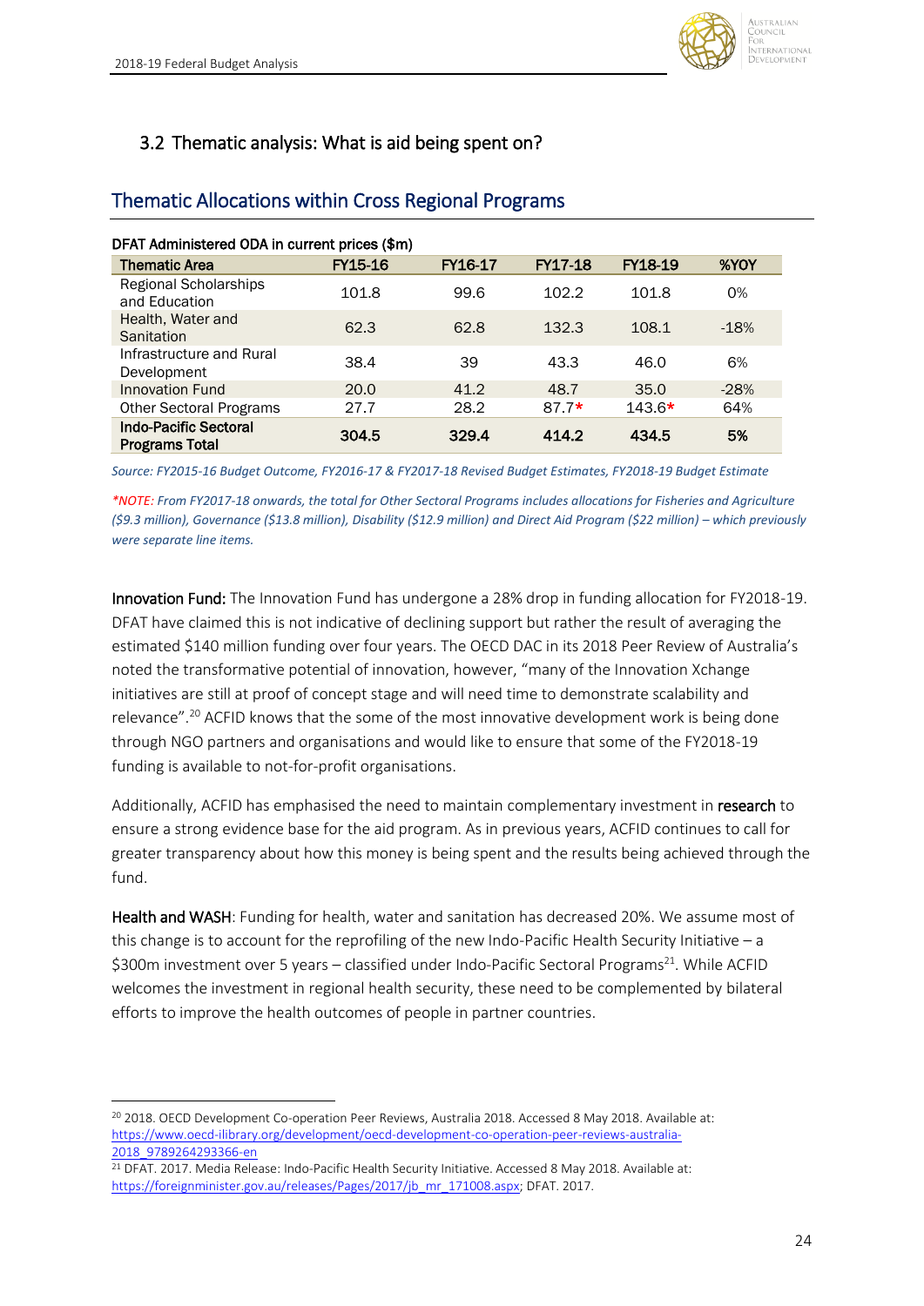## 3.2 Thematic analysis: What is aid being spent on?

### Thematic Allocations within Cross Regional Programs

DFAT Administered ODA in current prices ($m)

| Thematic Area | FY15-16 | FY16-17 | FY17-18 | FY18-19 | %YOY |
|---|---|---|---|---|---|
| Regional Scholarships and Education | 101.8 | 99.6 | 102.2 | 101.8 | 0% |
| Health, Water and Sanitation | 62.3 | 62.8 | 132.3 | 108.1 | -18% |
| Infrastructure and Rural Development | 38.4 | 39 | 43.3 | 46.0 | 6% |
| Innovation Fund | 20.0 | 41.2 | 48.7 | 35.0 | -28% |
| Other Sectoral Programs | 27.7 | 28.2 | 87.7* | 143.6* | 64% |
| **Indo-Pacific Sectoral Programs Total** | **304.5** | **329.4** | **414.2** | **434.5** | **5%** |

*Source: FY2015-16 Budget Outcome, FY2016-17 & FY2017-18 Revised Budget Estimates, FY2018-19 Budget Estimate*

**NOTE:* From FY2017-18 onwards, the total for Other Sectoral Programs includes allocations for Fisheries and Agriculture ($9.3 million), Governance ($13.8 million), Disability ($12.9 million) and Direct Aid Program ($22 million) – which previously were separate line items.*

**Innovation Fund:** The Innovation Fund has undergone a 28% drop in funding allocation for FY2018-19. DFAT have claimed this is not indicative of declining support but rather the result of averaging the estimated $140 million funding over four years. The OECD DAC in its 2018 Peer Review of Australia's noted the transformative potential of innovation, however, "many of the Innovation Xchange initiatives are still at proof of concept stage and will need time to demonstrate scalability and relevance".[20] ACFID knows that the some of the most innovative development work is being done through NGO partners and organisations and would like to ensure that some of the FY2018-19 funding is available to not-for-profit organisations.

Additionally, ACFID has emphasised the need to maintain complementary investment in **research** to ensure a strong evidence base for the aid program. As in previous years, ACFID continues to call for greater transparency about how this money is being spent and the results being achieved through the fund.

**Health and WASH**: Funding for health, water and sanitation has decreased 20%. We assume most of this change is to account for the reprofiling of the new Indo-Pacific Health Security Initiative – a $300m investment over 5 years – classified under Indo-Pacific Sectoral Programs[21]. While ACFID welcomes the investment in regional health security, these need to be complemented by bilateral efforts to improve the health outcomes of people in partner countries.

---

[20] 2018. OECD Development Co-operation Peer Reviews, Australia 2018. Accessed 8 May 2018. Available at: https://www.oecd-ilibrary.org/development/oecd-development-co-operation-peer-reviews-australia-2018_9789264293366-en

[21] DFAT. 2017. Media Release: Indo-Pacific Health Security Initiative. Accessed 8 May 2018. Available at: https://foreignminister.gov.au/releases/Pages/2017/jb_mr_171008.aspx; DFAT. 2017.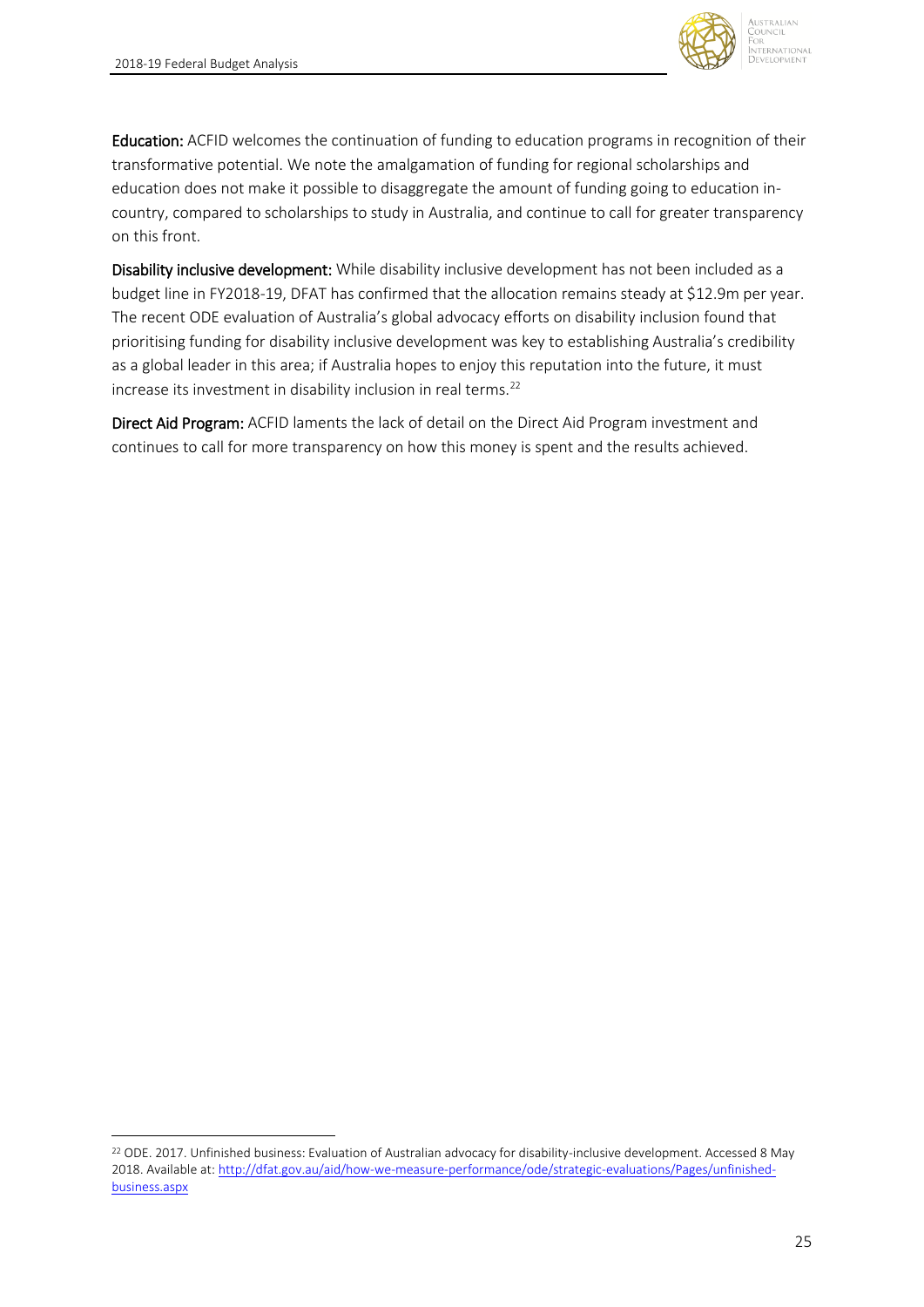**Education:** ACFID welcomes the continuation of funding to education programs in recognition of their transformative potential. We note the amalgamation of funding for regional scholarships and education does not make it possible to disaggregate the amount of funding going to education in-country, compared to scholarships to study in Australia, and continue to call for greater transparency on this front.

**Disability inclusive development:** While disability inclusive development has not been included as a budget line in FY2018-19, DFAT has confirmed that the allocation remains steady at $12.9m per year. The recent ODE evaluation of Australia's global advocacy efforts on disability inclusion found that prioritising funding for disability inclusive development was key to establishing Australia's credibility as a global leader in this area; if Australia hopes to enjoy this reputation into the future, it must increase its investment in disability inclusion in real terms.[22]

**Direct Aid Program:** ACFID laments the lack of detail on the Direct Aid Program investment and continues to call for more transparency on how this money is spent and the results achieved.

---

[22] ODE. 2017. Unfinished business: Evaluation of Australian advocacy for disability-inclusive development. Accessed 8 May 2018. Available at: http://dfat.gov.au/aid/how-we-measure-performance/ode/strategic-evaluations/Pages/unfinished-business.aspx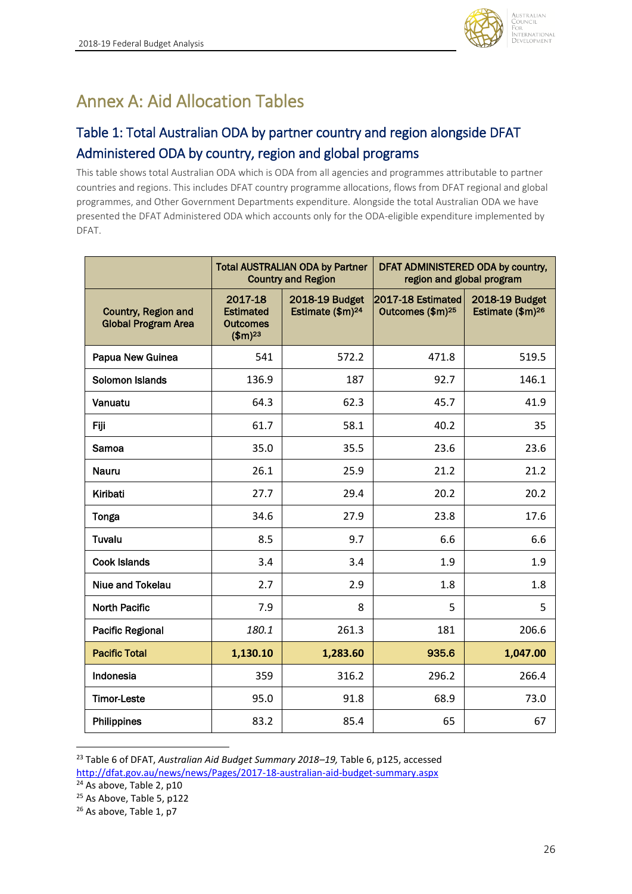# Annex A: Aid Allocation Tables

## Table 1: Total Australian ODA by partner country and region alongside DFAT Administered ODA by country, region and global programs

This table shows total Australian ODA which is ODA from all agencies and programmes attributable to partner countries and regions. This includes DFAT country programme allocations, flows from DFAT regional and global programmes, and Other Government Departments expenditure. Alongside the total Australian ODA we have presented the DFAT Administered ODA which accounts only for the ODA-eligible expenditure implemented by DFAT.

| | Total AUSTRALIAN ODA by Partner Country and Region | | DFAT ADMINISTERED ODA by country, region and global program | |
|---|---|---|---|---|
| **Country, Region and Global Program Area** | **2017-18 Estimated Outcomes ($m)[23]** | **2018-19 Budget Estimate ($m)[24]** | **2017-18 Estimated Outcomes ($m)[25]** | **2018-19 Budget Estimate ($m)[26]** |
| **Papua New Guinea** | 541 | 572.2 | 471.8 | 519.5 |
| **Solomon Islands** | 136.9 | 187 | 92.7 | 146.1 |
| **Vanuatu** | 64.3 | 62.3 | 45.7 | 41.9 |
| **Fiji** | 61.7 | 58.1 | 40.2 | 35 |
| **Samoa** | 35.0 | 35.5 | 23.6 | 23.6 |
| **Nauru** | 26.1 | 25.9 | 21.2 | 21.2 |
| **Kiribati** | 27.7 | 29.4 | 20.2 | 20.2 |
| **Tonga** | 34.6 | 27.9 | 23.8 | 17.6 |
| **Tuvalu** | 8.5 | 9.7 | 6.6 | 6.6 |
| **Cook Islands** | 3.4 | 3.4 | 1.9 | 1.9 |
| **Niue and Tokelau** | 2.7 | 2.9 | 1.8 | 1.8 |
| **North Pacific** | 7.9 | 8 | 5 | 5 |
| **Pacific Regional** | *180.1* | 261.3 | 181 | 206.6 |
| **Pacific Total** | **1,130.10** | **1,283.60** | **935.6** | **1,047.00** |
| **Indonesia** | 359 | 316.2 | 296.2 | 266.4 |
| **Timor-Leste** | 95.0 | 91.8 | 68.9 | 73.0 |
| **Philippines** | 83.2 | 85.4 | 65 | 67 |

[23] Table 6 of DFAT, *Australian Aid Budget Summary 2018–19,* Table 6, p125, accessed http://dfat.gov.au/news/news/Pages/2017-18-australian-aid-budget-summary.aspx

[24] As above, Table 2, p10

[25] As Above, Table 5, p122

[26] As above, Table 1, p7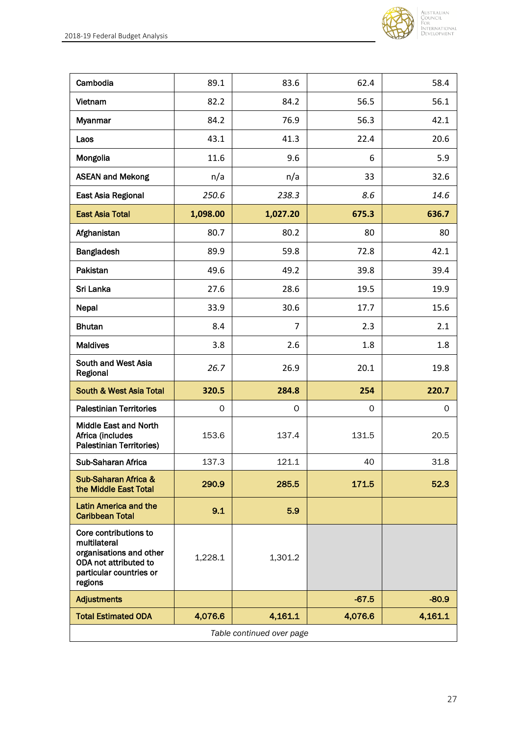| | | | | |
|---|---|---|---|---|
| Cambodia | 89.1 | 83.6 | 62.4 | 58.4 |
| Vietnam | 82.2 | 84.2 | 56.5 | 56.1 |
| Myanmar | 84.2 | 76.9 | 56.3 | 42.1 |
| Laos | 43.1 | 41.3 | 22.4 | 20.6 |
| Mongolia | 11.6 | 9.6 | 6 | 5.9 |
| ASEAN and Mekong | n/a | n/a | 33 | 32.6 |
| East Asia Regional | *250.6* | *238.3* | *8.6* | *14.6* |
| **East Asia Total** | **1,098.00** | **1,027.20** | **675.3** | **636.7** |
| Afghanistan | 80.7 | 80.2 | 80 | 80 |
| Bangladesh | 89.9 | 59.8 | 72.8 | 42.1 |
| Pakistan | 49.6 | 49.2 | 39.8 | 39.4 |
| Sri Lanka | 27.6 | 28.6 | 19.5 | 19.9 |
| Nepal | 33.9 | 30.6 | 17.7 | 15.6 |
| Bhutan | 8.4 | 7 | 2.3 | 2.1 |
| Maldives | 3.8 | 2.6 | 1.8 | 1.8 |
| South and West Asia Regional | *26.7* | 26.9 | 20.1 | 19.8 |
| **South & West Asia Total** | **320.5** | **284.8** | **254** | **220.7** |
| Palestinian Territories | 0 | 0 | 0 | 0 |
| Middle East and North Africa (includes Palestinian Territories) | 153.6 | 137.4 | 131.5 | 20.5 |
| Sub-Saharan Africa | 137.3 | 121.1 | 40 | 31.8 |
| **Sub-Saharan Africa & the Middle East Total** | **290.9** | **285.5** | **171.5** | **52.3** |
| **Latin America and the Caribbean Total** | **9.1** | **5.9** | | |
| Core contributions to multilateral organisations and other ODA not attributed to particular countries or regions | 1,228.1 | 1,301.2 | | |
| **Adjustments** | | | **-67.5** | **-80.9** |
| **Total Estimated ODA** | **4,076.6** | **4,161.1** | **4,076.6** | **4,161.1** |

*Table continued over page*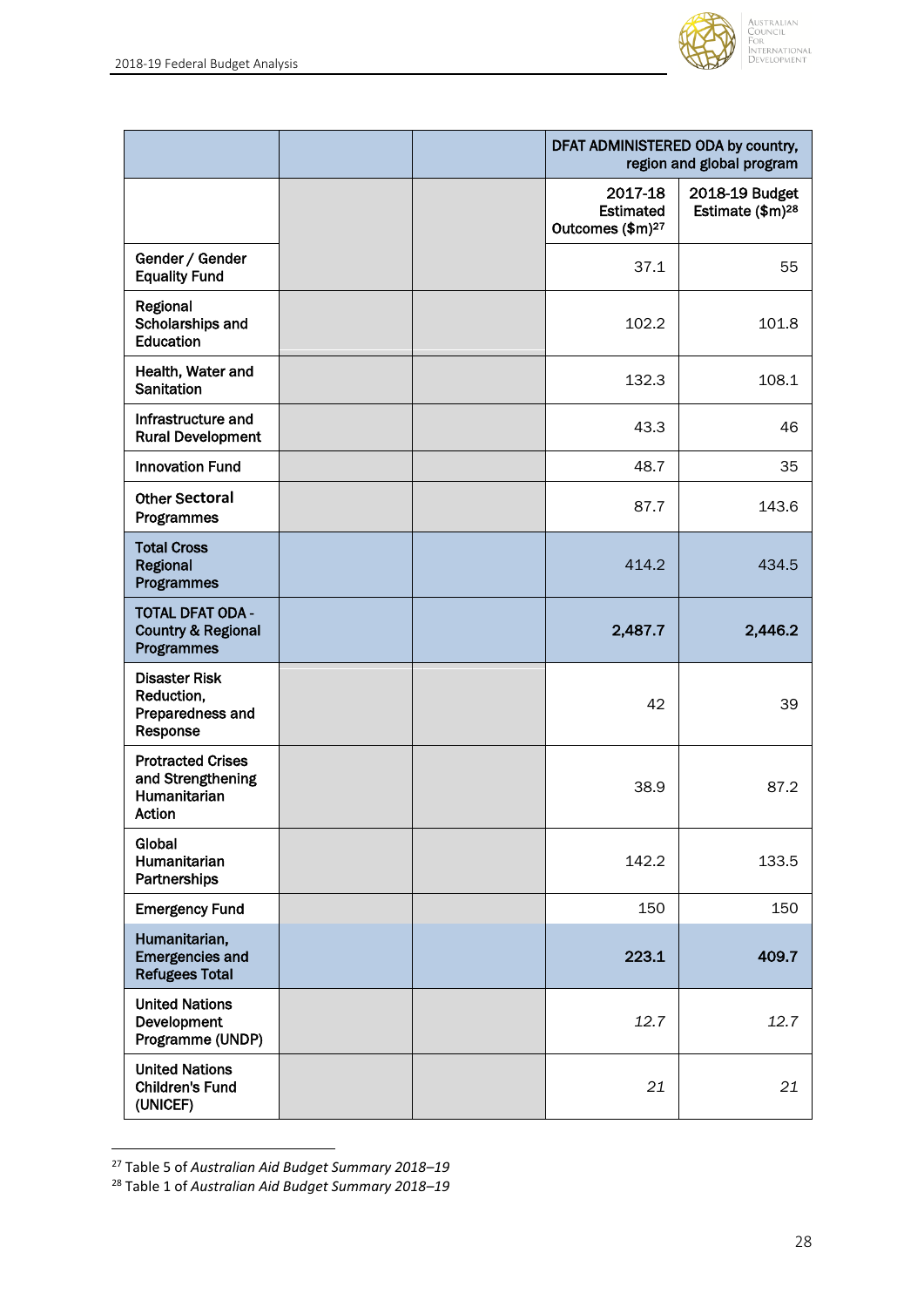| | | | DFAT ADMINISTERED ODA by country, region and global program | |
|---|---|---|---|---|
| | | | 2017-18 Estimated Outcomes ($m)[27] | 2018-19 Budget Estimate ($m)[28] |
| Gender / Gender Equality Fund | | | 37.1 | 55 |
| Regional Scholarships and Education | | | 102.2 | 101.8 |
| Health, Water and Sanitation | | | 132.3 | 108.1 |
| Infrastructure and Rural Development | | | 43.3 | 46 |
| Innovation Fund | | | 48.7 | 35 |
| Other Sectoral Programmes | | | 87.7 | 143.6 |
| **Total Cross Regional Programmes** | | | 414.2 | 434.5 |
| **TOTAL DFAT ODA - Country & Regional Programmes** | | | **2,487.7** | **2,446.2** |
| Disaster Risk Reduction, Preparedness and Response | | | 42 | 39 |
| Protracted Crises and Strengthening Humanitarian Action | | | 38.9 | 87.2 |
| Global Humanitarian Partnerships | | | 142.2 | 133.5 |
| Emergency Fund | | | 150 | 150 |
| **Humanitarian, Emergencies and Refugees Total** | | | **223.1** | **409.7** |
| United Nations Development Programme (UNDP) | | | *12.7* | *12.7* |
| United Nations Children's Fund (UNICEF) | | | *21* | *21* |

[27] Table 5 of *Australian Aid Budget Summary 2018–19*

[28] Table 1 of *Australian Aid Budget Summary 2018–19*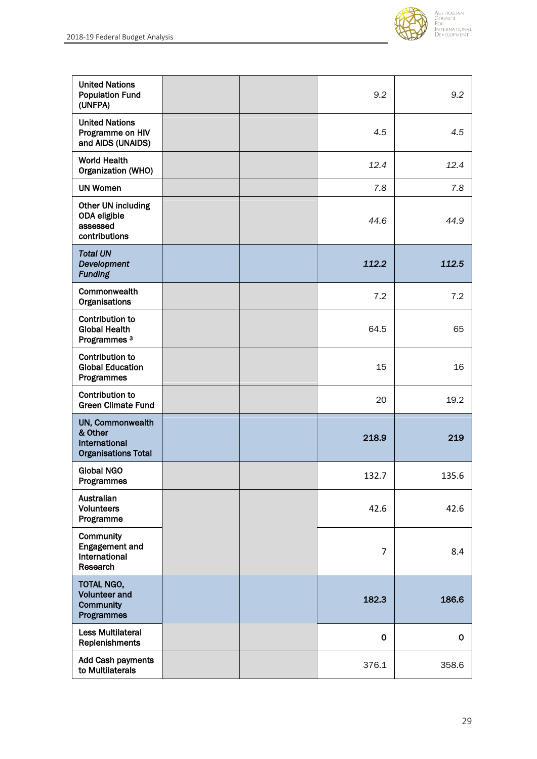| | | | | |
|---|---|---|---|---|
| United Nations Population Fund (UNFPA) | | | *9.2* | *9.2* |
| United Nations Programme on HIV and AIDS (UNAIDS) | | | *4.5* | *4.5* |
| World Health Organization (WHO) | | | *12.4* | *12.4* |
| UN Women | | | *7.8* | *7.8* |
| Other UN including ODA eligible assessed contributions | | | *44.6* | *44.9* |
| ***Total UN Development Funding*** | | | ***112.2*** | ***112.5*** |
| Commonwealth Organisations | | | 7.2 | 7.2 |
| Contribution to Global Health Programmes [3] | | | 64.5 | 65 |
| Contribution to Global Education Programmes | | | 15 | 16 |
| Contribution to Green Climate Fund | | | 20 | 19.2 |
| **UN, Commonwealth & Other International Organisations Total** | | | **218.9** | **219** |
| Global NGO Programmes | | | 132.7 | 135.6 |
| Australian Volunteers Programme | | | 42.6 | 42.6 |
| Community Engagement and International Research | | | 7 | 8.4 |
| **TOTAL NGO, Volunteer and Community Programmes** | | | **182.3** | **186.6** |
| Less Multilateral Replenishments | | | 0 | 0 |
| Add Cash payments to Multilaterals | | | 376.1 | 358.6 |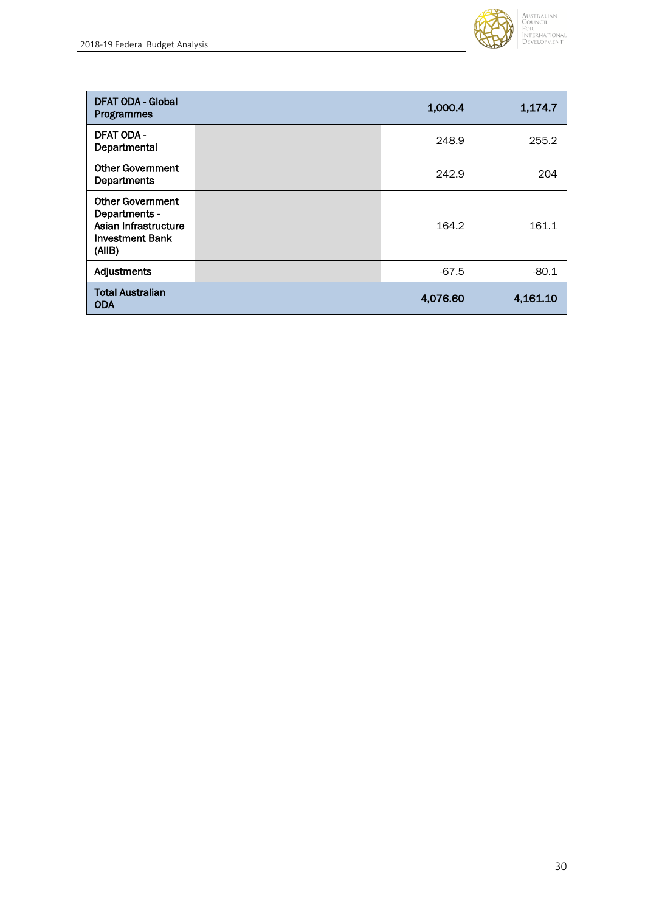| | | | | |
|---|---|---|---|---|
| **DFAT ODA - Global Programmes** | | | **1,000.4** | **1,174.7** |
| DFAT ODA - Departmental | | | 248.9 | 255.2 |
| Other Government Departments | | | 242.9 | 204 |
| Other Government Departments - Asian Infrastructure Investment Bank (AIIB) | | | 164.2 | 161.1 |
| Adjustments | | | -67.5 | -80.1 |
| **Total Australian ODA** | | | **4,076.60** | **4,161.10** |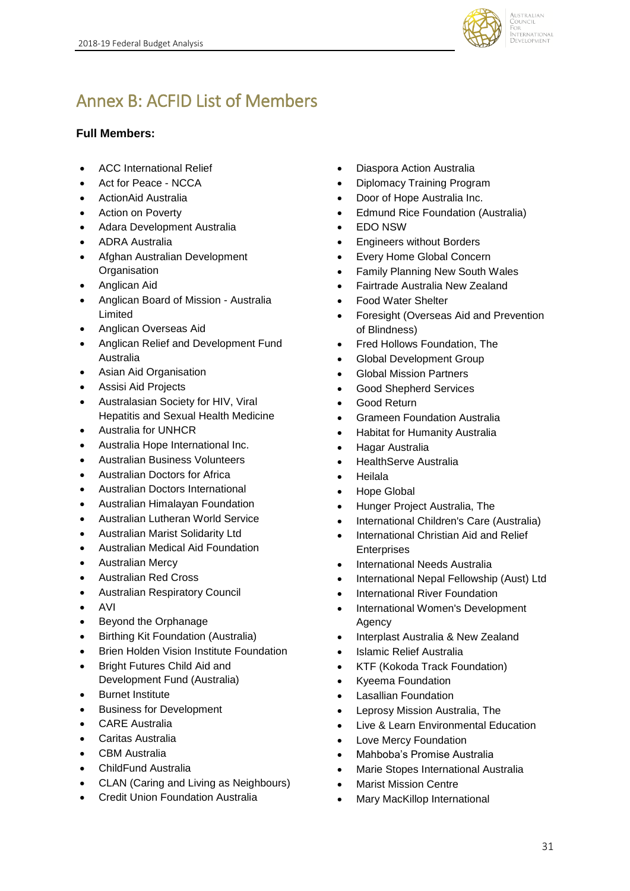# Annex B: ACFID List of Members

**Full Members:**

- ACC International Relief
- Act for Peace - NCCA
- ActionAid Australia
- Action on Poverty
- Adara Development Australia
- ADRA Australia
- Afghan Australian Development Organisation
- Anglican Aid
- Anglican Board of Mission - Australia Limited
- Anglican Overseas Aid
- Anglican Relief and Development Fund Australia
- Asian Aid Organisation
- Assisi Aid Projects
- Australasian Society for HIV, Viral Hepatitis and Sexual Health Medicine
- Australia for UNHCR
- Australia Hope International Inc.
- Australian Business Volunteers
- Australian Doctors for Africa
- Australian Doctors International
- Australian Himalayan Foundation
- Australian Lutheran World Service
- Australian Marist Solidarity Ltd
- Australian Medical Aid Foundation
- Australian Mercy
- Australian Red Cross
- Australian Respiratory Council
- AVI
- Beyond the Orphanage
- Birthing Kit Foundation (Australia)
- Brien Holden Vision Institute Foundation
- Bright Futures Child Aid and Development Fund (Australia)
- Burnet Institute
- Business for Development
- CARE Australia
- Caritas Australia
- CBM Australia
- ChildFund Australia
- CLAN (Caring and Living as Neighbours)
- Credit Union Foundation Australia
- Diaspora Action Australia
- Diplomacy Training Program
- Door of Hope Australia Inc.
- Edmund Rice Foundation (Australia)
- EDO NSW
- Engineers without Borders
- Every Home Global Concern
- Family Planning New South Wales
- Fairtrade Australia New Zealand
- Food Water Shelter
- Foresight (Overseas Aid and Prevention of Blindness)
- Fred Hollows Foundation, The
- Global Development Group
- Global Mission Partners
- Good Shepherd Services
- Good Return
- Grameen Foundation Australia
- Habitat for Humanity Australia
- Hagar Australia
- HealthServe Australia
- Heilala
- Hope Global
- Hunger Project Australia, The
- International Children's Care (Australia)
- International Christian Aid and Relief Enterprises
- International Needs Australia
- International Nepal Fellowship (Aust) Ltd
- International River Foundation
- International Women's Development Agency
- Interplast Australia & New Zealand
- Islamic Relief Australia
- KTF (Kokoda Track Foundation)
- Kyeema Foundation
- Lasallian Foundation
- Leprosy Mission Australia, The
- Live & Learn Environmental Education
- Love Mercy Foundation
- Mahboba's Promise Australia
- Marie Stopes International Australia
- Marist Mission Centre
- Mary MacKillop International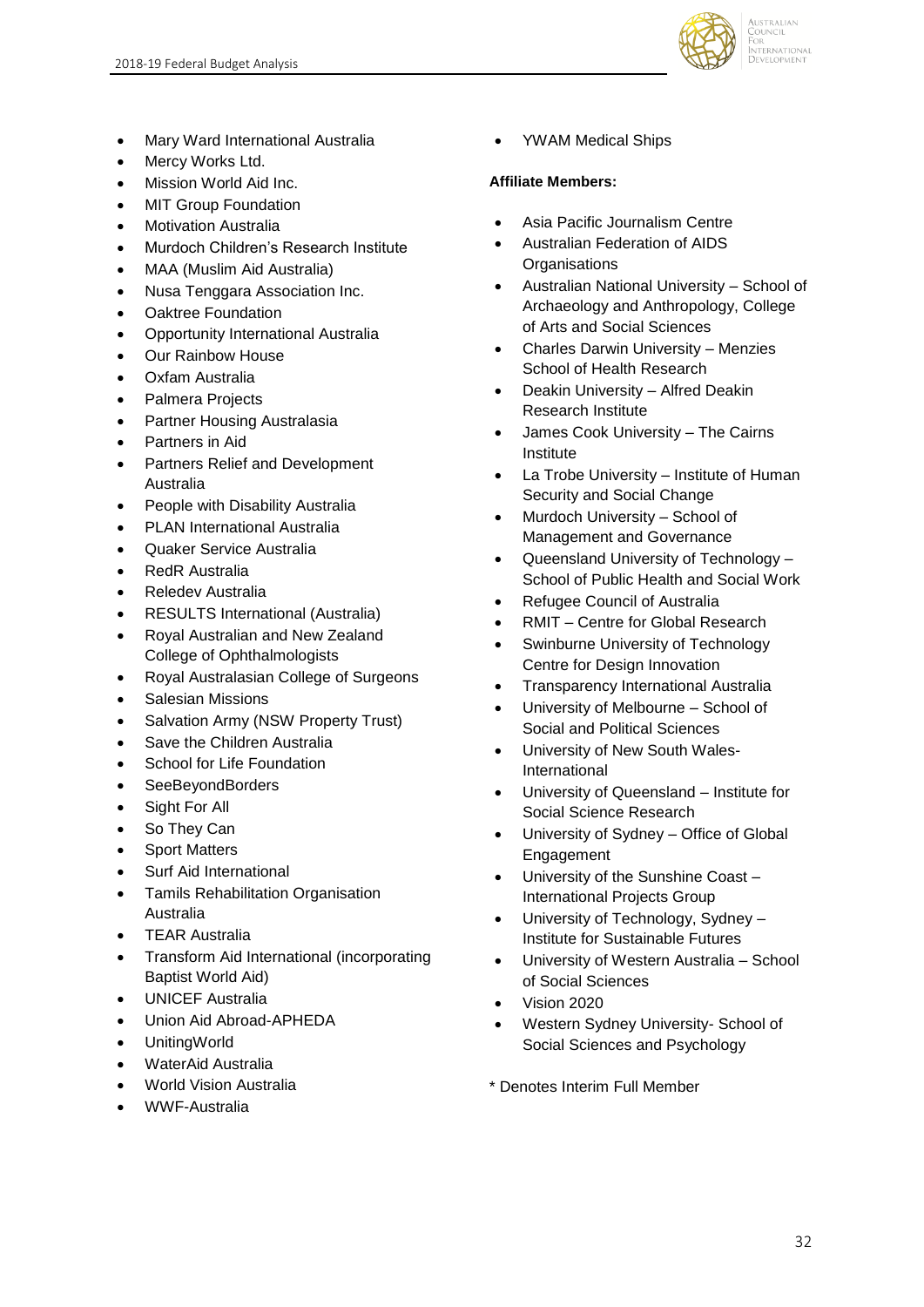- Mary Ward International Australia
- Mercy Works Ltd.
- Mission World Aid Inc.
- MIT Group Foundation
- Motivation Australia
- Murdoch Children's Research Institute
- MAA (Muslim Aid Australia)
- Nusa Tenggara Association Inc.
- Oaktree Foundation
- Opportunity International Australia
- Our Rainbow House
- Oxfam Australia
- Palmera Projects
- Partner Housing Australasia
- Partners in Aid
- Partners Relief and Development Australia
- People with Disability Australia
- PLAN International Australia
- Quaker Service Australia
- RedR Australia
- Reledev Australia
- RESULTS International (Australia)
- Royal Australian and New Zealand College of Ophthalmologists
- Royal Australasian College of Surgeons
- Salesian Missions
- Salvation Army (NSW Property Trust)
- Save the Children Australia
- School for Life Foundation
- SeeBeyondBorders
- Sight For All
- So They Can
- Sport Matters
- Surf Aid International
- Tamils Rehabilitation Organisation Australia
- TEAR Australia
- Transform Aid International (incorporating Baptist World Aid)
- UNICEF Australia
- Union Aid Abroad-APHEDA
- UnitingWorld
- WaterAid Australia
- World Vision Australia
- WWF-Australia
- YWAM Medical Ships

**Affiliate Members:**

- Asia Pacific Journalism Centre
- Australian Federation of AIDS Organisations
- Australian National University – School of Archaeology and Anthropology, College of Arts and Social Sciences
- Charles Darwin University – Menzies School of Health Research
- Deakin University – Alfred Deakin Research Institute
- James Cook University – The Cairns Institute
- La Trobe University – Institute of Human Security and Social Change
- Murdoch University – School of Management and Governance
- Queensland University of Technology – School of Public Health and Social Work
- Refugee Council of Australia
- RMIT – Centre for Global Research
- Swinburne University of Technology Centre for Design Innovation
- Transparency International Australia
- University of Melbourne – School of Social and Political Sciences
- University of New South Wales- International
- University of Queensland – Institute for Social Science Research
- University of Sydney – Office of Global Engagement
- University of the Sunshine Coast – International Projects Group
- University of Technology, Sydney – Institute for Sustainable Futures
- University of Western Australia – School of Social Sciences
- Vision 2020
- Western Sydney University- School of Social Sciences and Psychology

* Denotes Interim Full Member